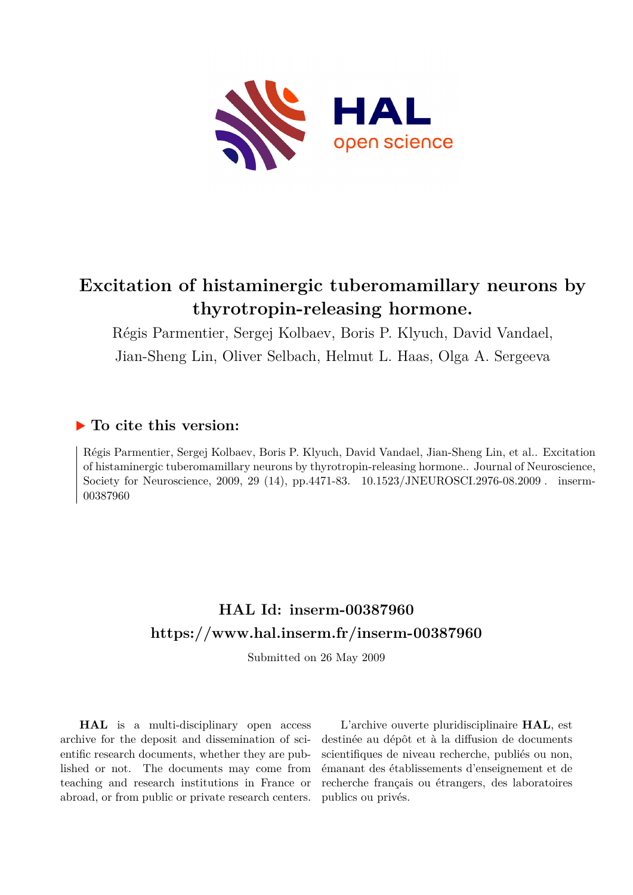# Excitation of histaminergic tuberomamillary neurons by thyrotropin-releasing hormone.

Régis Parmentier, Sergej Kolbaev, Boris P. Klyuch, David Vandael, Jian-Sheng Lin, Oliver Selbach, Helmut L. Haas, Olga A. Sergeeva

## ▶ To cite this version:

Régis Parmentier, Sergej Kolbaev, Boris P. Klyuch, David Vandael, Jian-Sheng Lin, et al.. Excitation of histaminergic tuberomamillary neurons by thyrotropin-releasing hormone.. Journal of Neuroscience, Society for Neuroscience, 2009, 29 (14), pp.4471-83. 10.1523/JNEUROSCI.2976-08.2009 . inserm-00387960

## HAL Id: inserm-00387960
## https://www.hal.inserm.fr/inserm-00387960

Submitted on 26 May 2009

**HAL** is a multi-disciplinary open access archive for the deposit and dissemination of scientific research documents, whether they are published or not. The documents may come from teaching and research institutions in France or abroad, or from public or private research centers.

L'archive ouverte pluridisciplinaire **HAL**, est destinée au dépôt et à la diffusion de documents scientifiques de niveau recherche, publiés ou non, émanant des établissements d'enseignement et de recherche français ou étrangers, des laboratoires publics ou privés.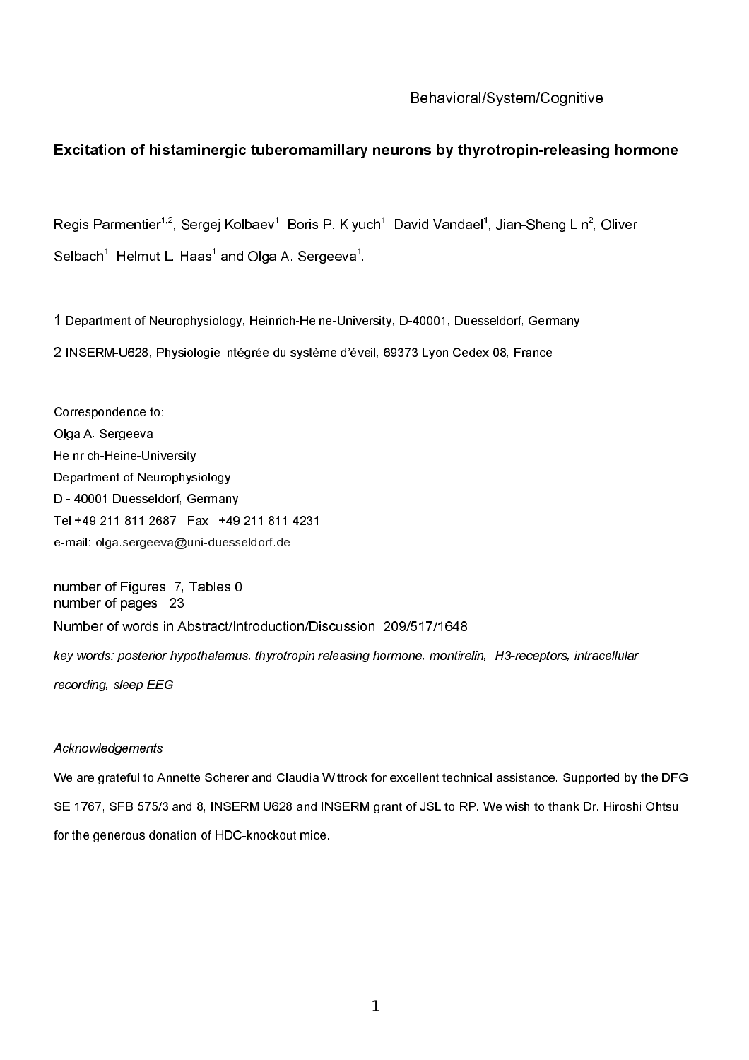Behavioral/System/Cognitive

# Excitation of histaminergic tuberomamillary neurons by thyrotropin-releasing hormone

Regis Parmentier[1,2], Sergej Kolbaev[1], Boris P. Klyuch[1], David Vandael[1], Jian-Sheng Lin[2], Oliver Selbach[1], Helmut L. Haas[1] and Olga A. Sergeeva[1].

1 Department of Neurophysiology, Heinrich-Heine-University, D-40001, Duesseldorf, Germany

2 INSERM-U628, Physiologie intégrée du système d'éveil, 69373 Lyon Cedex 08, France

Correspondence to:
Olga A. Sergeeva
Heinrich-Heine-University
Department of Neurophysiology
D - 40001 Duesseldorf, Germany
Tel +49 211 811 2687 Fax +49 211 811 4231
e-mail: olga.sergeeva@uni-duesseldorf.de

number of Figures 7, Tables 0
number of pages 23
Number of words in Abstract/Introduction/Discussion 209/517/1648

*key words: posterior hypothalamus, thyrotropin releasing hormone, montirelin, H3-receptors, intracellular recording, sleep EEG*

*Acknowledgements*

We are grateful to Annette Scherer and Claudia Wittrock for excellent technical assistance. Supported by the DFG SE 1767, SFB 575/3 and 8, INSERM U628 and INSERM grant of JSL to RP. We wish to thank Dr. Hiroshi Ohtsu for the generous donation of HDC-knockout mice.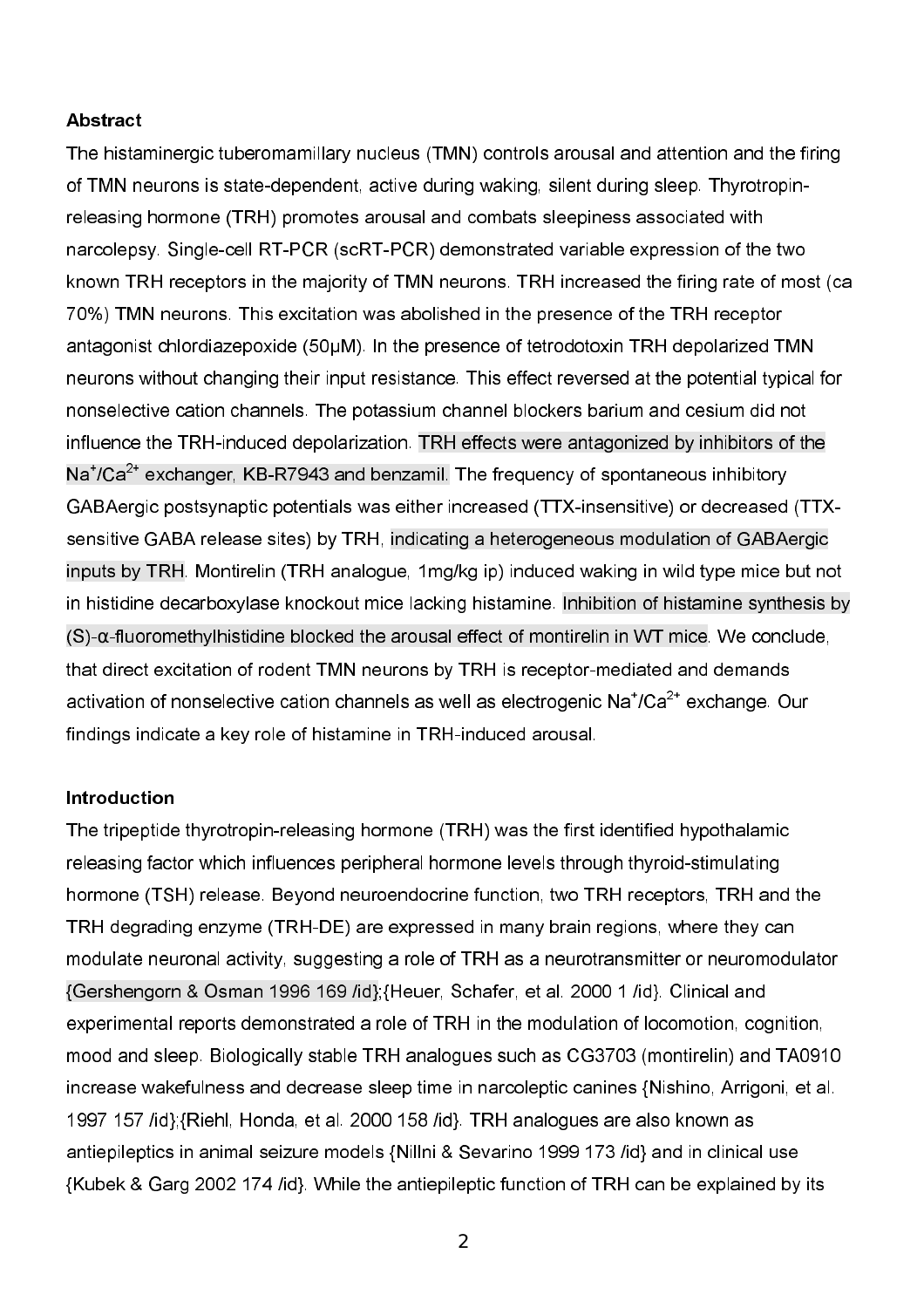**Abstract**

The histaminergic tuberomamillary nucleus (TMN) controls arousal and attention and the firing of TMN neurons is state-dependent, active during waking, silent during sleep. Thyrotropin-releasing hormone (TRH) promotes arousal and combats sleepiness associated with narcolepsy. Single-cell RT-PCR (scRT-PCR) demonstrated variable expression of the two known TRH receptors in the majority of TMN neurons. TRH increased the firing rate of most (ca 70%) TMN neurons. This excitation was abolished in the presence of the TRH receptor antagonist chlordiazepoxide (50µM). In the presence of tetrodotoxin TRH depolarized TMN neurons without changing their input resistance. This effect reversed at the potential typical for nonselective cation channels. The potassium channel blockers barium and cesium did not influence the TRH-induced depolarization. TRH effects were antagonized by inhibitors of the $Na^+/Ca^{2+}$ exchanger, KB-R7943 and benzamil. The frequency of spontaneous inhibitory GABAergic postsynaptic potentials was either increased (TTX-insensitive) or decreased (TTX-sensitive GABA release sites) by TRH, indicating a heterogeneous modulation of GABAergic inputs by TRH. Montirelin (TRH analogue, 1mg/kg ip) induced waking in wild type mice but not in histidine decarboxylase knockout mice lacking histamine. Inhibition of histamine synthesis by (S)-α-fluoromethylhistidine blocked the arousal effect of montirelin in WT mice. We conclude, that direct excitation of rodent TMN neurons by TRH is receptor-mediated and demands activation of nonselective cation channels as well as electrogenic $Na^+/Ca^{2+}$ exchange. Our findings indicate a key role of histamine in TRH-induced arousal.

**Introduction**

The tripeptide thyrotropin-releasing hormone (TRH) was the first identified hypothalamic releasing factor which influences peripheral hormone levels through thyroid-stimulating hormone (TSH) release. Beyond neuroendocrine function, two TRH receptors, TRH and the TRH degrading enzyme (TRH-DE) are expressed in many brain regions, where they can modulate neuronal activity, suggesting a role of TRH as a neurotransmitter or neuromodulator {Gershengorn & Osman 1996 169 /id};{Heuer, Schafer, et al. 2000 1 /id}. Clinical and experimental reports demonstrated a role of TRH in the modulation of locomotion, cognition, mood and sleep. Biologically stable TRH analogues such as CG3703 (montirelin) and TA0910 increase wakefulness and decrease sleep time in narcoleptic canines {Nishino, Arrigoni, et al. 1997 157 /id};{Riehl, Honda, et al. 2000 158 /id}. TRH analogues are also known as antiepileptics in animal seizure models {Nillni & Sevarino 1999 173 /id} and in clinical use {Kubek & Garg 2002 174 /id}. While the antiepileptic function of TRH can be explained by its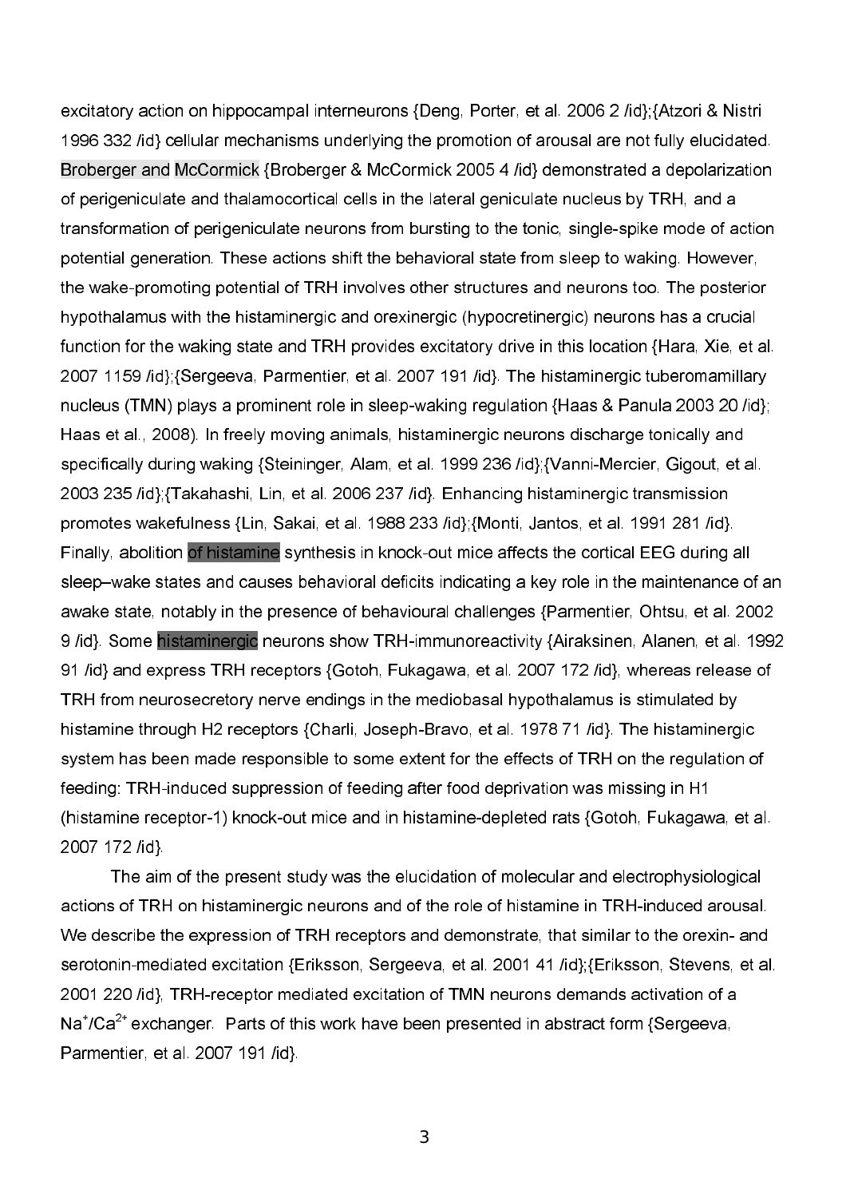excitatory action on hippocampal interneurons {Deng, Porter, et al. 2006 2 /id};{Atzori & Nistri 1996 332 /id} cellular mechanisms underlying the promotion of arousal are not fully elucidated. Broberger and McCormick {Broberger & McCormick 2005 4 /id} demonstrated a depolarization of perigeniculate and thalamocortical cells in the lateral geniculate nucleus by TRH, and a transformation of perigeniculate neurons from bursting to the tonic, single-spike mode of action potential generation. These actions shift the behavioral state from sleep to waking. However, the wake-promoting potential of TRH involves other structures and neurons too. The posterior hypothalamus with the histaminergic and orexinergic (hypocretinergic) neurons has a crucial function for the waking state and TRH provides excitatory drive in this location {Hara, Xie, et al. 2007 1159 /id};{Sergeeva, Parmentier, et al. 2007 191 /id}. The histaminergic tuberomamillary nucleus (TMN) plays a prominent role in sleep-waking regulation {Haas & Panula 2003 20 /id}; Haas et al., 2008). In freely moving animals, histaminergic neurons discharge tonically and specifically during waking {Steininger, Alam, et al. 1999 236 /id};{Vanni-Mercier, Gigout, et al. 2003 235 /id};{Takahashi, Lin, et al. 2006 237 /id}. Enhancing histaminergic transmission promotes wakefulness {Lin, Sakai, et al. 1988 233 /id};{Monti, Jantos, et al. 1991 281 /id}. Finally, abolition of histamine synthesis in knock-out mice affects the cortical EEG during all sleep–wake states and causes behavioral deficits indicating a key role in the maintenance of an awake state, notably in the presence of behavioural challenges {Parmentier, Ohtsu, et al. 2002 9 /id}. Some histaminergic neurons show TRH-immunoreactivity {Airaksinen, Alanen, et al. 1992 91 /id} and express TRH receptors {Gotoh, Fukagawa, et al. 2007 172 /id}, whereas release of TRH from neurosecretory nerve endings in the mediobasal hypothalamus is stimulated by histamine through H2 receptors {Charli, Joseph-Bravo, et al. 1978 71 /id}. The histaminergic system has been made responsible to some extent for the effects of TRH on the regulation of feeding: TRH-induced suppression of feeding after food deprivation was missing in H1 (histamine receptor-1) knock-out mice and in histamine-depleted rats {Gotoh, Fukagawa, et al. 2007 172 /id}.

The aim of the present study was the elucidation of molecular and electrophysiological actions of TRH on histaminergic neurons and of the role of histamine in TRH-induced arousal. We describe the expression of TRH receptors and demonstrate, that similar to the orexin- and serotonin-mediated excitation {Eriksson, Sergeeva, et al. 2001 41 /id};{Eriksson, Stevens, et al. 2001 220 /id}, TRH-receptor mediated excitation of TMN neurons demands activation of a $Na^{+}/Ca^{2+}$ exchanger. Parts of this work have been presented in abstract form {Sergeeva, Parmentier, et al. 2007 191 /id}.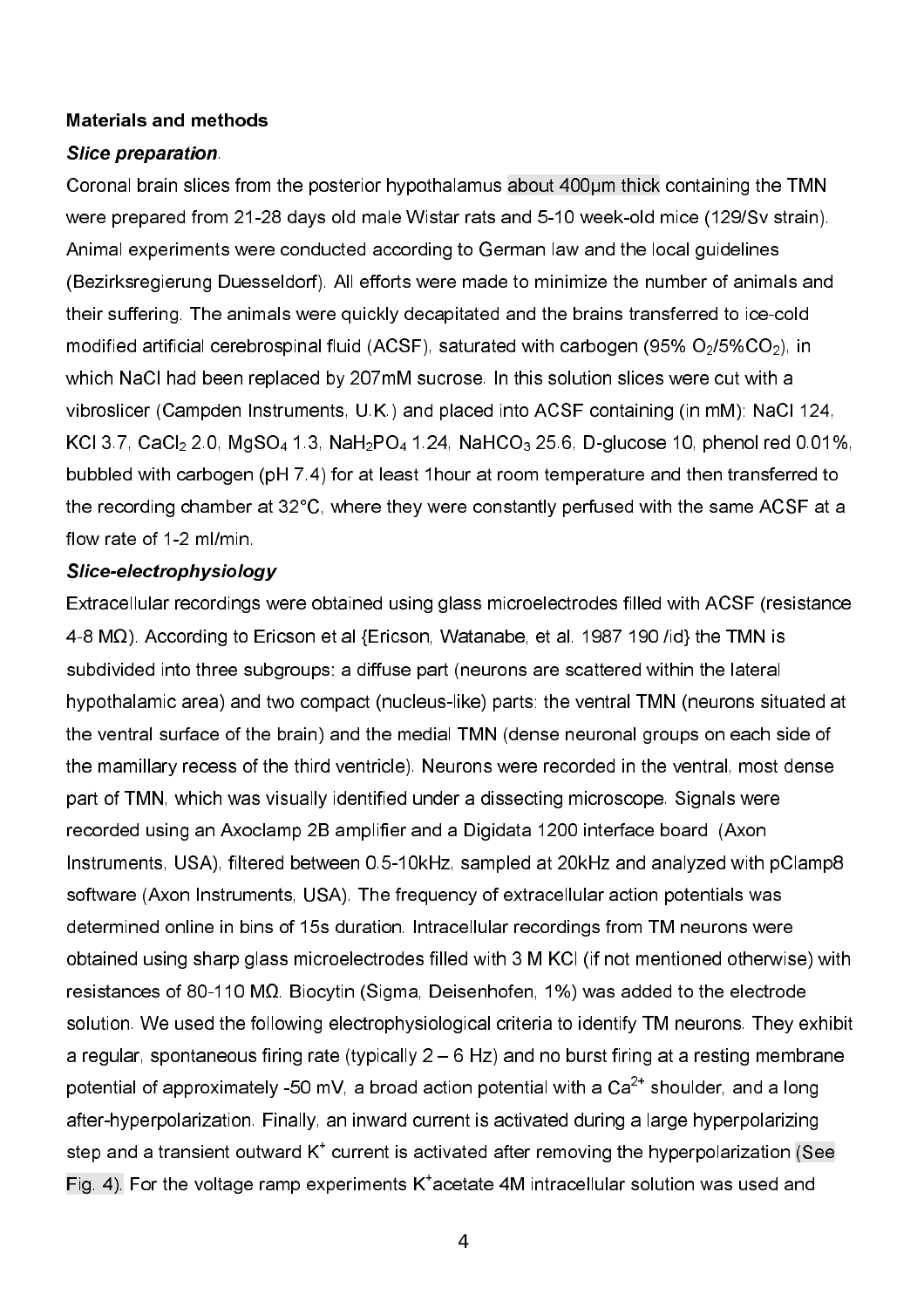**Materials and methods**

***Slice preparation***.

Coronal brain slices from the posterior hypothalamus about 400µm thick containing the TMN were prepared from 21-28 days old male Wistar rats and 5-10 week-old mice (129/Sv strain). Animal experiments were conducted according to German law and the local guidelines (Bezirksregierung Duesseldorf). All efforts were made to minimize the number of animals and their suffering. The animals were quickly decapitated and the brains transferred to ice-cold modified artificial cerebrospinal fluid (ACSF), saturated with carbogen (95% $O_2$/5%$CO_2$), in which NaCl had been replaced by 207mM sucrose. In this solution slices were cut with a vibroslicer (Campden Instruments, U.K.) and placed into ACSF containing (in mM): NaCl 124, KCl 3.7, $CaCl_2$ 2.0, $MgSO_4$ 1.3, $NaH_2PO_4$ 1.24, $NaHCO_3$ 25.6, D-glucose 10, phenol red 0.01%, bubbled with carbogen (pH 7.4) for at least 1hour at room temperature and then transferred to the recording chamber at 32°C, where they were constantly perfused with the same ACSF at a flow rate of 1-2 ml/min.

***Slice-electrophysiology***

Extracellular recordings were obtained using glass microelectrodes filled with ACSF (resistance 4-8 MΩ). According to Ericson et al {Ericson, Watanabe, et al. 1987 190 /id} the TMN is subdivided into three subgroups: a diffuse part (neurons are scattered within the lateral hypothalamic area) and two compact (nucleus-like) parts: the ventral TMN (neurons situated at the ventral surface of the brain) and the medial TMN (dense neuronal groups on each side of the mamillary recess of the third ventricle). Neurons were recorded in the ventral, most dense part of TMN, which was visually identified under a dissecting microscope. Signals were recorded using an Axoclamp 2B amplifier and a Digidata 1200 interface board (Axon Instruments, USA), filtered between 0.5-10kHz, sampled at 20kHz and analyzed with pClamp8 software (Axon Instruments, USA). The frequency of extracellular action potentials was determined online in bins of 15s duration. Intracellular recordings from TM neurons were obtained using sharp glass microelectrodes filled with 3 M KCl (if not mentioned otherwise) with resistances of 80-110 MΩ. Biocytin (Sigma, Deisenhofen, 1%) was added to the electrode solution. We used the following electrophysiological criteria to identify TM neurons. They exhibit a regular, spontaneous firing rate (typically 2 – 6 Hz) and no burst firing at a resting membrane potential of approximately -50 mV, a broad action potential with a $Ca^{2+}$ shoulder, and a long after-hyperpolarization. Finally, an inward current is activated during a large hyperpolarizing step and a transient outward $K^+$ current is activated after removing the hyperpolarization (See Fig. 4). For the voltage ramp experiments $K^+$acetate 4M intracellular solution was used and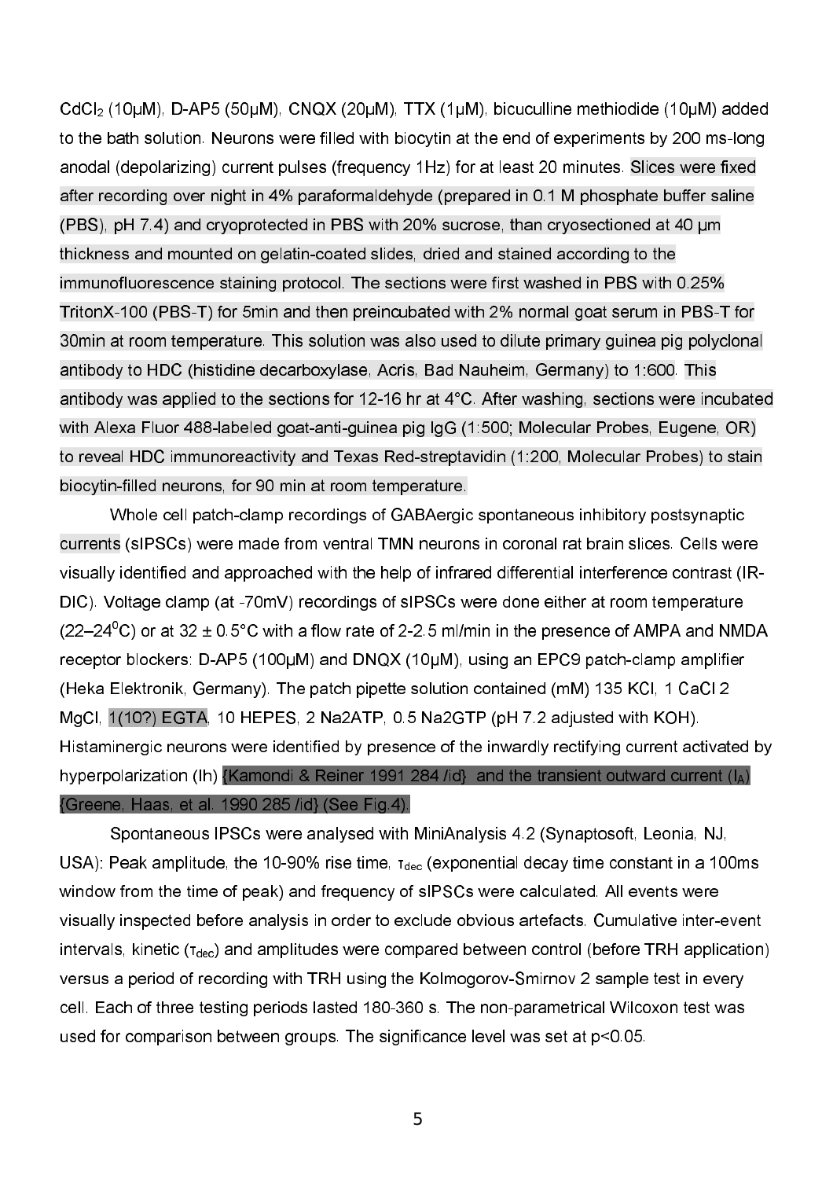$CdCl_2$ (10µM), D-AP5 (50µM), CNQX (20µM), TTX (1µM), bicuculline methiodide (10µM) added to the bath solution. Neurons were filled with biocytin at the end of experiments by 200 ms-long anodal (depolarizing) current pulses (frequency 1Hz) for at least 20 minutes. Slices were fixed after recording over night in 4% paraformaldehyde (prepared in 0.1 M phosphate buffer saline (PBS), pH 7.4) and cryoprotected in PBS with 20% sucrose, than cryosectioned at 40 µm thickness and mounted on gelatin-coated slides, dried and stained according to the immunofluorescence staining protocol. The sections were first washed in PBS with 0.25% TritonX-100 (PBS-T) for 5min and then preincubated with 2% normal goat serum in PBS-T for 30min at room temperature. This solution was also used to dilute primary guinea pig polyclonal antibody to HDC (histidine decarboxylase, Acris, Bad Nauheim, Germany) to 1:600. This antibody was applied to the sections for 12-16 hr at 4°C. After washing, sections were incubated with Alexa Fluor 488-labeled goat-anti-guinea pig IgG (1:500; Molecular Probes, Eugene, OR) to reveal HDC immunoreactivity and Texas Red-streptavidin (1:200, Molecular Probes) to stain biocytin-filled neurons, for 90 min at room temperature.

Whole cell patch-clamp recordings of GABAergic spontaneous inhibitory postsynaptic currents (sIPSCs) were made from ventral TMN neurons in coronal rat brain slices. Cells were visually identified and approached with the help of infrared differential interference contrast (IR-DIC). Voltage clamp (at -70mV) recordings of sIPSCs were done either at room temperature (22–24°C) or at 32 ± 0.5°C with a flow rate of 2-2.5 ml/min in the presence of AMPA and NMDA receptor blockers: D-AP5 (100µM) and DNQX (10µM), using an EPC9 patch-clamp amplifier (Heka Elektronik, Germany). The patch pipette solution contained (mM) 135 KCl, 1 CaCl 2 MgCl, 1(10?) EGTA, 10 HEPES, 2 Na2ATP, 0.5 Na2GTP (pH 7.2 adjusted with KOH). Histaminergic neurons were identified by presence of the inwardly rectifying current activated by hyperpolarization (Ih) {Kamondi & Reiner 1991 284 /id} and the transient outward current ($I_A$) {Greene, Haas, et al. 1990 285 /id} (See Fig.4).

Spontaneous IPSCs were analysed with MiniAnalysis 4.2 (Synaptosoft, Leonia, NJ, USA): Peak amplitude, the 10-90% rise time, $\tau_{dec}$ (exponential decay time constant in a 100ms window from the time of peak) and frequency of sIPSCs were calculated. All events were visually inspected before analysis in order to exclude obvious artefacts. Cumulative inter-event intervals, kinetic ($\tau_{dec}$) and amplitudes were compared between control (before TRH application) versus a period of recording with TRH using the Kolmogorov-Smirnov 2 sample test in every cell. Each of three testing periods lasted 180-360 s. The non-parametrical Wilcoxon test was used for comparison between groups. The significance level was set at $p<0.05$.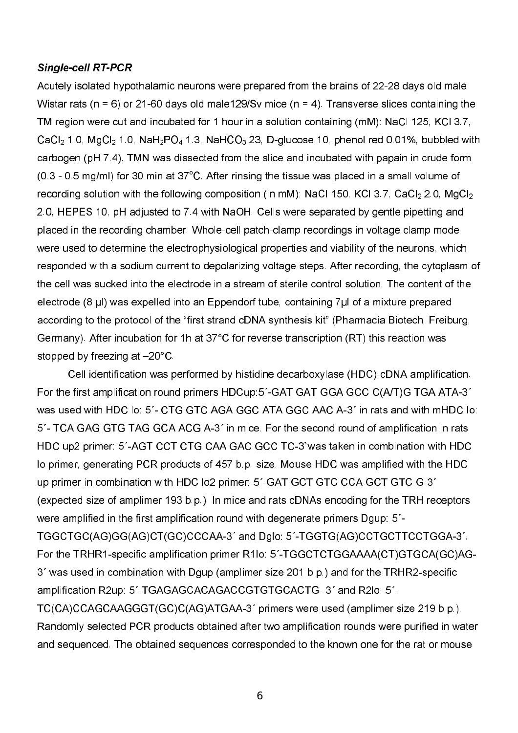### *Single-cell RT-PCR*

Acutely isolated hypothalamic neurons were prepared from the brains of 22-28 days old male Wistar rats (n = 6) or 21-60 days old male129/Sv mice (n = 4). Transverse slices containing the TM region were cut and incubated for 1 hour in a solution containing (mM): NaCl 125, KCl 3.7, $CaCl_2$ 1.0, $MgCl_2$ 1.0, $NaH_2PO_4$ 1.3, $NaHCO_3$ 23, D-glucose 10, phenol red 0.01%, bubbled with carbogen (pH 7.4). TMN was dissected from the slice and incubated with papain in crude form (0.3 - 0.5 mg/ml) for 30 min at 37°C. After rinsing the tissue was placed in a small volume of recording solution with the following composition (in mM): NaCl 150, KCl 3.7, $CaCl_2$ 2.0, $MgCl_2$ 2.0, HEPES 10, pH adjusted to 7.4 with NaOH. Cells were separated by gentle pipetting and placed in the recording chamber. Whole-cell patch-clamp recordings in voltage clamp mode were used to determine the electrophysiological properties and viability of the neurons, which responded with a sodium current to depolarizing voltage steps. After recording, the cytoplasm of the cell was sucked into the electrode in a stream of sterile control solution. The content of the electrode (8 µl) was expelled into an Eppendorf tube, containing 7µl of a mixture prepared according to the protocol of the "first strand cDNA synthesis kit" (Pharmacia Biotech, Freiburg, Germany). After incubation for 1h at 37°C for reverse transcription (RT) this reaction was stopped by freezing at –20°C.

Cell identification was performed by histidine decarboxylase (HDC)-cDNA amplification. For the first amplification round primers HDCup:5´-GAT GAT GGA GCC C(A/T)G TGA ATA-3´ was used with HDC lo: 5´- CTG GTC AGA GGC ATA GGC AAC A-3´ in rats and with mHDC lo: 5´- TCA GAG GTG TAG GCA ACG A-3´ in mice. For the second round of amplification in rats HDC up2 primer: 5´-AGT CCT CTG CAA GAC GCC TC-3`was taken in combination with HDC lo primer, generating PCR products of 457 b.p. size. Mouse HDC was amplified with the HDC up primer in combination with HDC lo2 primer: 5´-GAT GCT GTC CCA GCT GTC G-3´ (expected size of amplimer 193 b.p.). In mice and rats cDNAs encoding for the TRH receptors were amplified in the first amplification round with degenerate primers Dgup: 5´-TGGCTGC(AG)GG(AG)CT(GC)CCCAA-3´ and Dglo: 5´-TGGTG(AG)CCTGCTTCCTGGA-3´. For the TRHR1-specific amplification primer R1lo: 5´-TGGCTCTGGAAAA(CT)GTGCA(GC)AG-3´ was used in combination with Dgup (amplimer size 201 b.p.) and for the TRHR2-specific amplification R2up: 5´-TGAGAGCACAGACCGTGTGCACTG- 3´ and R2lo: 5´-TC(CA)CCAGCAAGGGT(GC)C(AG)ATGAA-3´ primers were used (amplimer size 219 b.p.). Randomly selected PCR products obtained after two amplification rounds were purified in water and sequenced. The obtained sequences corresponded to the known one for the rat or mouse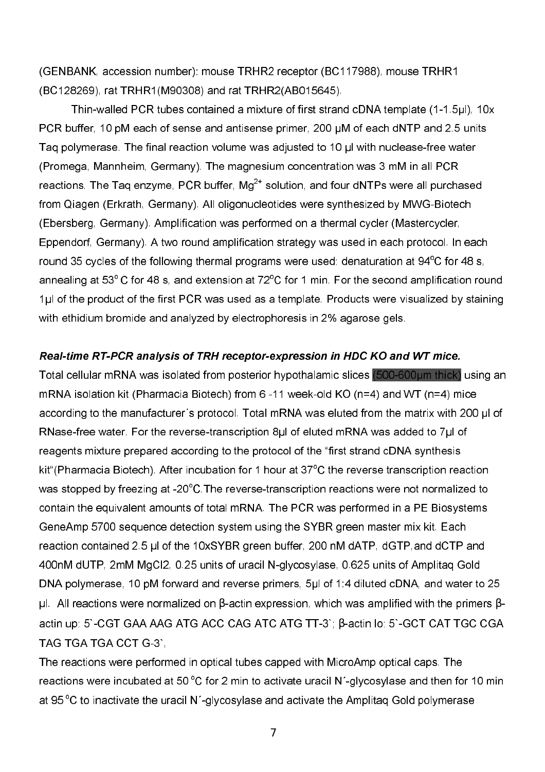(GENBANK, accession number): mouse TRHR2 receptor (BC117988), mouse TRHR1 (BC128269), rat TRHR1(M90308) and rat TRHR2(AB015645).

Thin-walled PCR tubes contained a mixture of first strand cDNA template (1-1.5µl), 10x PCR buffer, 10 pM each of sense and antisense primer, 200 µM of each dNTP and 2.5 units Taq polymerase. The final reaction volume was adjusted to 10 µl with nuclease-free water (Promega, Mannheim, Germany). The magnesium concentration was 3 mM in all PCR reactions. The Taq enzyme, PCR buffer, $Mg^{2+}$ solution, and four dNTPs were all purchased from Qiagen (Erkrath, Germany). All oligonucleotides were synthesized by MWG-Biotech (Ebersberg, Germany). Amplification was performed on a thermal cycler (Mastercycler, Eppendorf, Germany). A two round amplification strategy was used in each protocol. In each round 35 cycles of the following thermal programs were used: denaturation at 94°C for 48 s, annealing at 53° C for 48 s, and extension at 72°C for 1 min. For the second amplification round 1µl of the product of the first PCR was used as a template. Products were visualized by staining with ethidium bromide and analyzed by electrophoresis in 2% agarose gels.

***Real-time RT-PCR analysis of TRH receptor-expression in HDC KO and WT mice.***

Total cellular mRNA was isolated from posterior hypothalamic slices (500-600µm thick) using an mRNA isolation kit (Pharmacia Biotech) from 6 -11 week-old KO (n=4) and WT (n=4) mice according to the manufacturer´s protocol. Total mRNA was eluted from the matrix with 200 µl of RNase-free water. For the reverse-transcription 8µl of eluted mRNA was added to 7µl of reagents mixture prepared according to the protocol of the "first strand cDNA synthesis kit"(Pharmacia Biotech). After incubation for 1 hour at 37°C the reverse transcription reaction was stopped by freezing at -20°C.The reverse-transcription reactions were not normalized to contain the equivalent amounts of total mRNA. The PCR was performed in a PE Biosystems GeneAmp 5700 sequence detection system using the SYBR green master mix kit. Each reaction contained 2.5 µl of the 10xSYBR green buffer, 200 nM dATP, dGTP,and dCTP and 400nM dUTP, 2mM $MgCl_2$, 0.25 units of uracil N-glycosylase, 0.625 units of Amplitaq Gold DNA polymerase, 10 pM forward and reverse primers, 5µl of 1:4 diluted cDNA, and water to 25 µl. All reactions were normalized on β-actin expression, which was amplified with the primers β-actin up: 5`-CGT GAA AAG ATG ACC CAG ATC ATG TT-3`; β-actin lo: 5`-GCT CAT TGC CGA TAG TGA TGA CCT G-3`,

The reactions were performed in optical tubes capped with MicroAmp optical caps. The reactions were incubated at 50 °C for 2 min to activate uracil N´-glycosylase and then for 10 min at 95 °C to inactivate the uracil N´-glycosylase and activate the Amplitaq Gold polymerase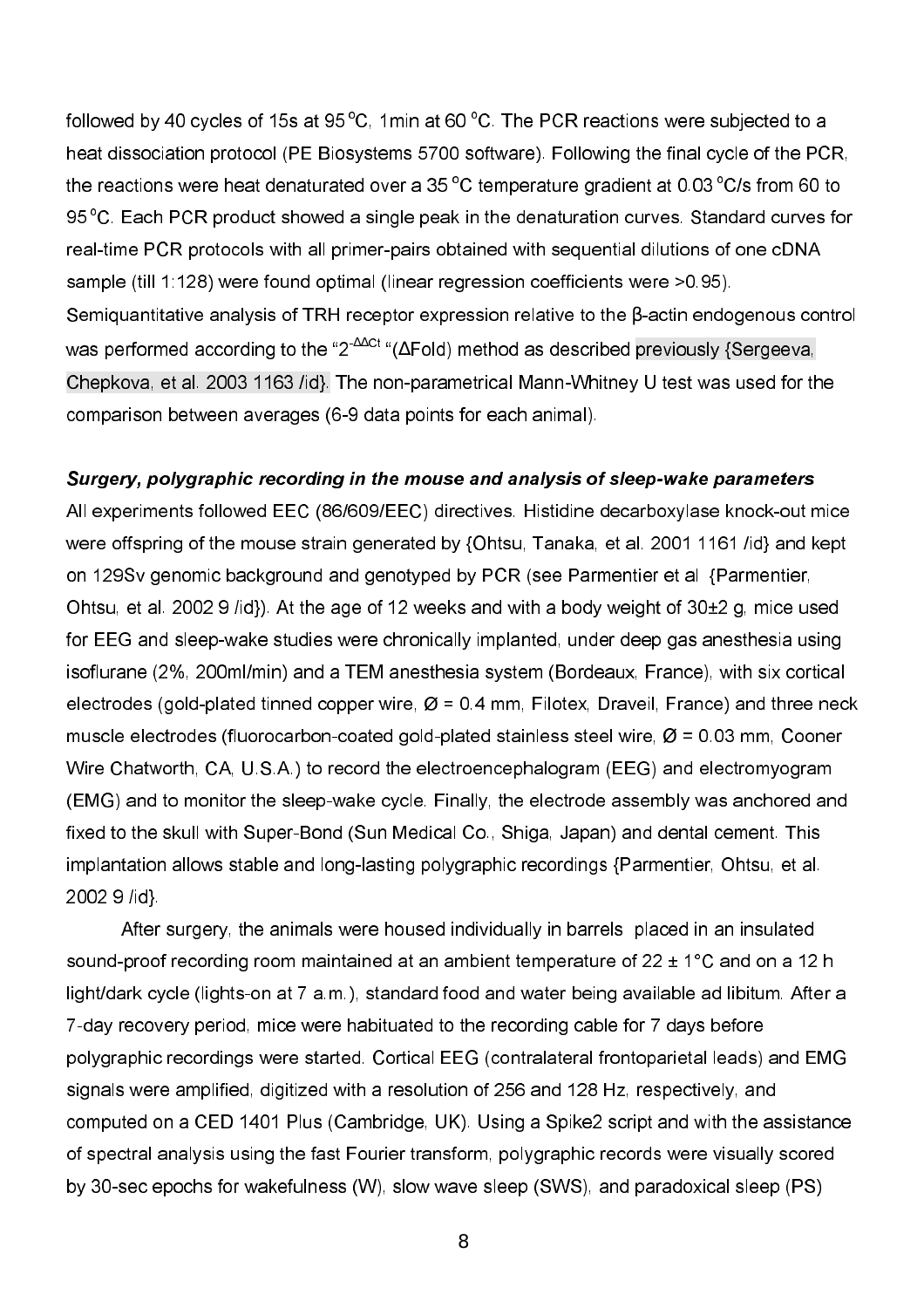followed by 40 cycles of 15s at 95 °C, 1min at 60 °C. The PCR reactions were subjected to a heat dissociation protocol (PE Biosystems 5700 software). Following the final cycle of the PCR, the reactions were heat denaturated over a 35 °C temperature gradient at 0.03 °C/s from 60 to 95 °C. Each PCR product showed a single peak in the denaturation curves. Standard curves for real-time PCR protocols with all primer-pairs obtained with sequential dilutions of one cDNA sample (till 1:128) were found optimal (linear regression coefficients were >0.95). Semiquantitative analysis of TRH receptor expression relative to the β-actin endogenous control was performed according to the "$2^{-\Delta\Delta Ct}$ "(ΔFold) method as described previously {Sergeeva, Chepkova, et al. 2003 1163 /id}. The non-parametrical Mann-Whitney U test was used for the comparison between averages (6-9 data points for each animal).

### *Surgery, polygraphic recording in the mouse and analysis of sleep-wake parameters*

All experiments followed EEC (86/609/EEC) directives. Histidine decarboxylase knock-out mice were offspring of the mouse strain generated by {Ohtsu, Tanaka, et al. 2001 1161 /id} and kept on 129Sv genomic background and genotyped by PCR (see Parmentier et al {Parmentier, Ohtsu, et al. 2002 9 /id}). At the age of 12 weeks and with a body weight of 30±2 g, mice used for EEG and sleep-wake studies were chronically implanted, under deep gas anesthesia using isoflurane (2%, 200ml/min) and a TEM anesthesia system (Bordeaux, France), with six cortical electrodes (gold-plated tinned copper wire, Ø = 0.4 mm, Filotex, Draveil, France) and three neck muscle electrodes (fluorocarbon-coated gold-plated stainless steel wire, Ø = 0.03 mm, Cooner Wire Chatworth, CA, U.S.A.) to record the electroencephalogram (EEG) and electromyogram (EMG) and to monitor the sleep-wake cycle. Finally, the electrode assembly was anchored and fixed to the skull with Super-Bond (Sun Medical Co., Shiga, Japan) and dental cement. This implantation allows stable and long-lasting polygraphic recordings {Parmentier, Ohtsu, et al. 2002 9 /id}.

After surgery, the animals were housed individually in barrels placed in an insulated sound-proof recording room maintained at an ambient temperature of 22 ± 1°C and on a 12 h light/dark cycle (lights-on at 7 a.m.), standard food and water being available ad libitum. After a 7-day recovery period, mice were habituated to the recording cable for 7 days before polygraphic recordings were started. Cortical EEG (contralateral frontoparietal leads) and EMG signals were amplified, digitized with a resolution of 256 and 128 Hz, respectively, and computed on a CED 1401 Plus (Cambridge, UK). Using a Spike2 script and with the assistance of spectral analysis using the fast Fourier transform, polygraphic records were visually scored by 30-sec epochs for wakefulness (W), slow wave sleep (SWS), and paradoxical sleep (PS)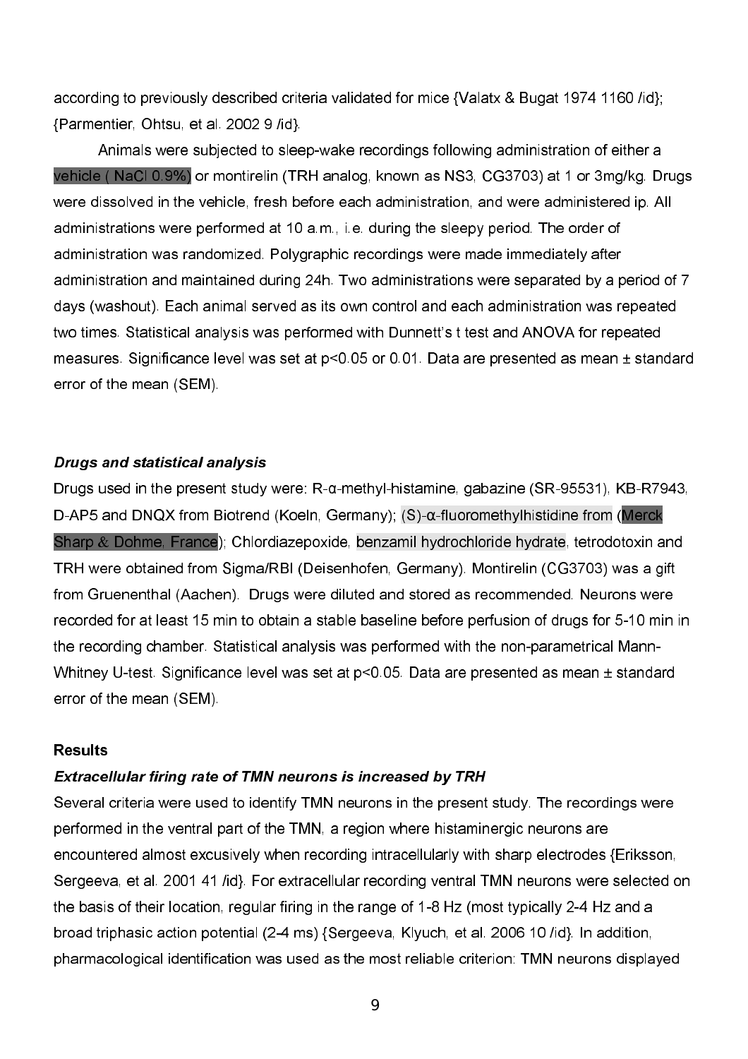according to previously described criteria validated for mice {Valatx & Bugat 1974 1160 /id}; {Parmentier, Ohtsu, et al. 2002 9 /id}.

Animals were subjected to sleep-wake recordings following administration of either a vehicle ( NaCl 0.9%) or montirelin (TRH analog, known as NS3, CG3703) at 1 or 3mg/kg. Drugs were dissolved in the vehicle, fresh before each administration, and were administered ip. All administrations were performed at 10 a.m., i.e. during the sleepy period. The order of administration was randomized. Polygraphic recordings were made immediately after administration and maintained during 24h. Two administrations were separated by a period of 7 days (washout). Each animal served as its own control and each administration was repeated two times. Statistical analysis was performed with Dunnett's t test and ANOVA for repeated measures. Significance level was set at $p<0.05$ or 0.01. Data are presented as mean ± standard error of the mean (SEM).

### *Drugs and statistical analysis*

Drugs used in the present study were: R-α-methyl-histamine, gabazine (SR-95531), KB-R7943, D-AP5 and DNQX from Biotrend (Koeln, Germany); (S)-α-fluoromethylhistidine from (Merck Sharp & Dohme, France); Chlordiazepoxide, benzamil hydrochloride hydrate, tetrodotoxin and TRH were obtained from Sigma/RBI (Deisenhofen, Germany). Montirelin (CG3703) was a gift from Gruenenthal (Aachen). Drugs were diluted and stored as recommended. Neurons were recorded for at least 15 min to obtain a stable baseline before perfusion of drugs for 5-10 min in the recording chamber. Statistical analysis was performed with the non-parametrical Mann-Whitney U-test. Significance level was set at $p<0.05$. Data are presented as mean ± standard error of the mean (SEM).

## Results

### *Extracellular firing rate of TMN neurons is increased by TRH*

Several criteria were used to identify TMN neurons in the present study. The recordings were performed in the ventral part of the TMN, a region where histaminergic neurons are encountered almost excusively when recording intracellularly with sharp electrodes {Eriksson, Sergeeva, et al. 2001 41 /id}. For extracellular recording ventral TMN neurons were selected on the basis of their location, regular firing in the range of 1-8 Hz (most typically 2-4 Hz and a broad triphasic action potential (2-4 ms) {Sergeeva, Klyuch, et al. 2006 10 /id}. In addition, pharmacological identification was used as the most reliable criterion: TMN neurons displayed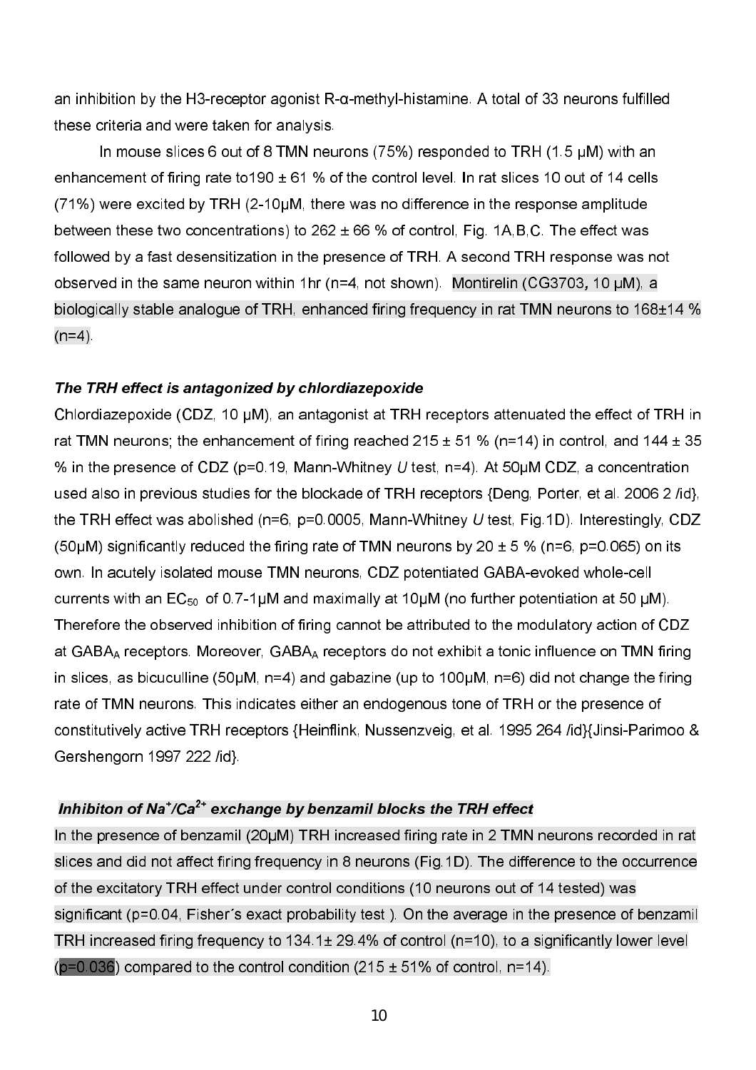an inhibition by the H3-receptor agonist R-α-methyl-histamine. A total of 33 neurons fulfilled these criteria and were taken for analysis.

In mouse slices 6 out of 8 TMN neurons (75%) responded to TRH (1.5 µM) with an enhancement of firing rate to190 ± 61 % of the control level. In rat slices 10 out of 14 cells (71%) were excited by TRH (2-10µM, there was no difference in the response amplitude between these two concentrations) to 262 ± 66 % of control, Fig. 1A,B,C. The effect was followed by a fast desensitization in the presence of TRH. A second TRH response was not observed in the same neuron within 1hr (n=4, not shown). Montirelin (CG3703, 10 µM), a biologically stable analogue of TRH, enhanced firing frequency in rat TMN neurons to 168±14 % (n=4).

### *The TRH effect is antagonized by chlordiazepoxide*

Chlordiazepoxide (CDZ, 10 µM), an antagonist at TRH receptors attenuated the effect of TRH in rat TMN neurons; the enhancement of firing reached 215 ± 51 % (n=14) in control, and 144 ± 35 % in the presence of CDZ (p=0.19, Mann-Whitney *U* test, n=4). At 50µM CDZ, a concentration used also in previous studies for the blockade of TRH receptors {Deng, Porter, et al. 2006 2 /id}, the TRH effect was abolished (n=6, p=0.0005, Mann-Whitney *U* test, Fig.1D). Interestingly, CDZ (50µM) significantly reduced the firing rate of TMN neurons by 20 ± 5 % (n=6, p=0.065) on its own. In acutely isolated mouse TMN neurons, CDZ potentiated GABA-evoked whole-cell currents with an $EC_{50}$ of 0.7-1µM and maximally at 10µM (no further potentiation at 50 µM). Therefore the observed inhibition of firing cannot be attributed to the modulatory action of CDZ at $GABA_A$ receptors. Moreover, $GABA_A$ receptors do not exhibit a tonic influence on TMN firing in slices, as bicuculline (50µM, n=4) and gabazine (up to 100µM, n=6) did not change the firing rate of TMN neurons. This indicates either an endogenous tone of TRH or the presence of constitutively active TRH receptors {Heinflink, Nussenzveig, et al. 1995 264 /id}{Jinsi-Parimoo & Gershengorn 1997 222 /id}.

### *Inhibiton of $Na^+/Ca^{2+}$ exchange by benzamil blocks the TRH effect*

In the presence of benzamil (20µM) TRH increased firing rate in 2 TMN neurons recorded in rat slices and did not affect firing frequency in 8 neurons (Fig.1D). The difference to the occurrence of the excitatory TRH effect under control conditions (10 neurons out of 14 tested) was significant (p=0.04, Fisher´s exact probability test ). On the average in the presence of benzamil TRH increased firing frequency to 134.1± 29.4% of control (n=10), to a significantly lower level (p=0.036) compared to the control condition (215 ± 51% of control, n=14).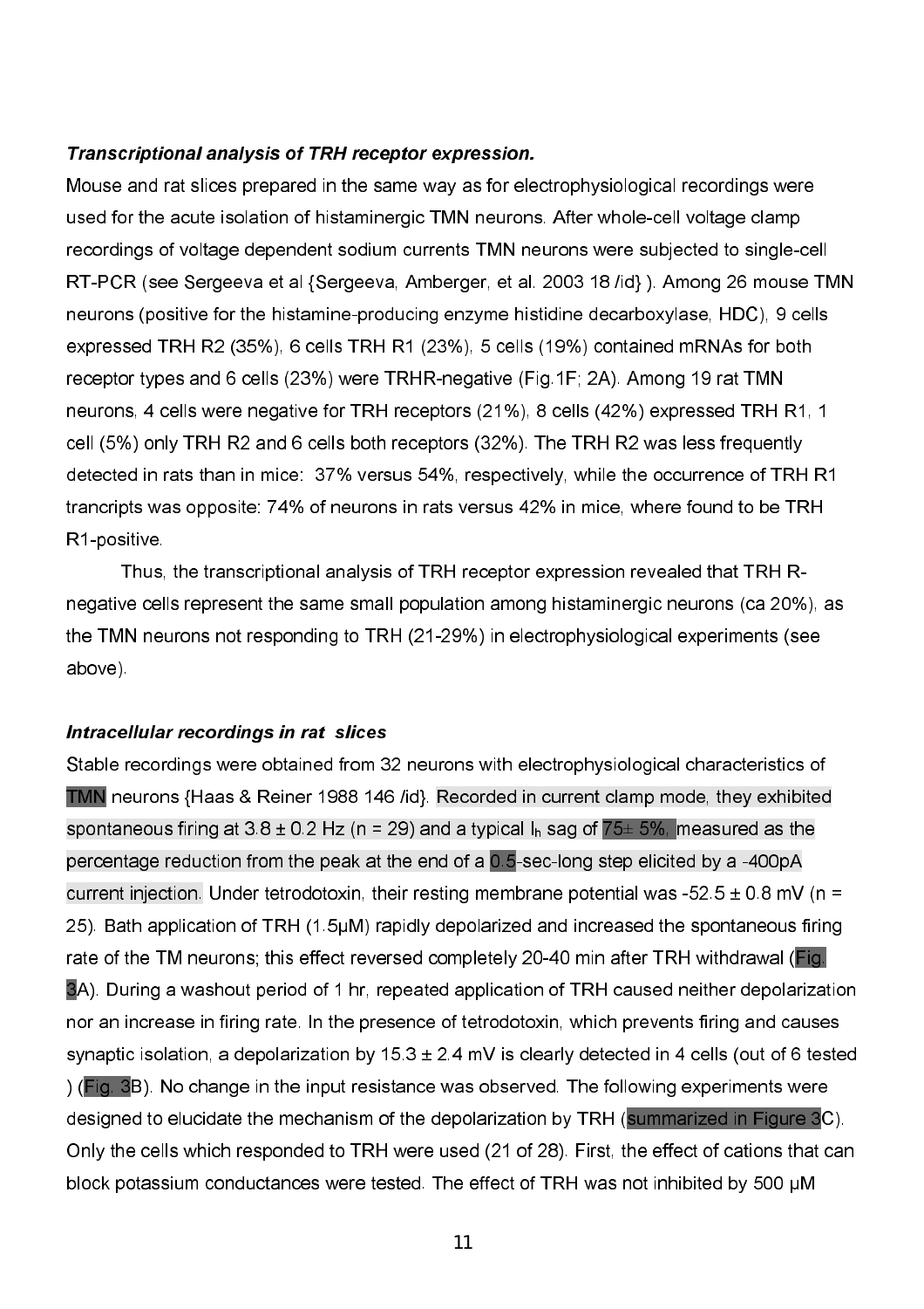***Transcriptional analysis of TRH receptor expression.***

Mouse and rat slices prepared in the same way as for electrophysiological recordings were used for the acute isolation of histaminergic TMN neurons. After whole-cell voltage clamp recordings of voltage dependent sodium currents TMN neurons were subjected to single-cell RT-PCR (see Sergeeva et al {Sergeeva, Amberger, et al. 2003 18 /id} ). Among 26 mouse TMN neurons (positive for the histamine-producing enzyme histidine decarboxylase, HDC), 9 cells expressed TRH R2 (35%), 6 cells TRH R1 (23%), 5 cells (19%) contained mRNAs for both receptor types and 6 cells (23%) were TRHR-negative (Fig.1F; 2A). Among 19 rat TMN neurons, 4 cells were negative for TRH receptors (21%), 8 cells (42%) expressed TRH R1, 1 cell (5%) only TRH R2 and 6 cells both receptors (32%). The TRH R2 was less frequently detected in rats than in mice: 37% versus 54%, respectively, while the occurrence of TRH R1 trancripts was opposite: 74% of neurons in rats versus 42% in mice, where found to be TRH R1-positive.

Thus, the transcriptional analysis of TRH receptor expression revealed that TRH R-negative cells represent the same small population among histaminergic neurons (ca 20%), as the TMN neurons not responding to TRH (21-29%) in electrophysiological experiments (see above).

***Intracellular recordings in rat slices***

Stable recordings were obtained from 32 neurons with electrophysiological characteristics of TMN neurons {Haas & Reiner 1988 146 /id}. Recorded in current clamp mode, they exhibited spontaneous firing at 3.8 ± 0.2 Hz (n = 29) and a typical $I_h$ sag of 75± 5%, measured as the percentage reduction from the peak at the end of a 0.5-sec-long step elicited by a -400pA current injection. Under tetrodotoxin, their resting membrane potential was -52.5 ± 0.8 mV (n = 25). Bath application of TRH (1.5µM) rapidly depolarized and increased the spontaneous firing rate of the TM neurons; this effect reversed completely 20-40 min after TRH withdrawal (Fig. 3A). During a washout period of 1 hr, repeated application of TRH caused neither depolarization nor an increase in firing rate. In the presence of tetrodotoxin, which prevents firing and causes synaptic isolation, a depolarization by 15.3 ± 2.4 mV is clearly detected in 4 cells (out of 6 tested ) (Fig. 3B). No change in the input resistance was observed. The following experiments were designed to elucidate the mechanism of the depolarization by TRH (summarized in Figure 3C). Only the cells which responded to TRH were used (21 of 28). First, the effect of cations that can block potassium conductances were tested. The effect of TRH was not inhibited by 500 µM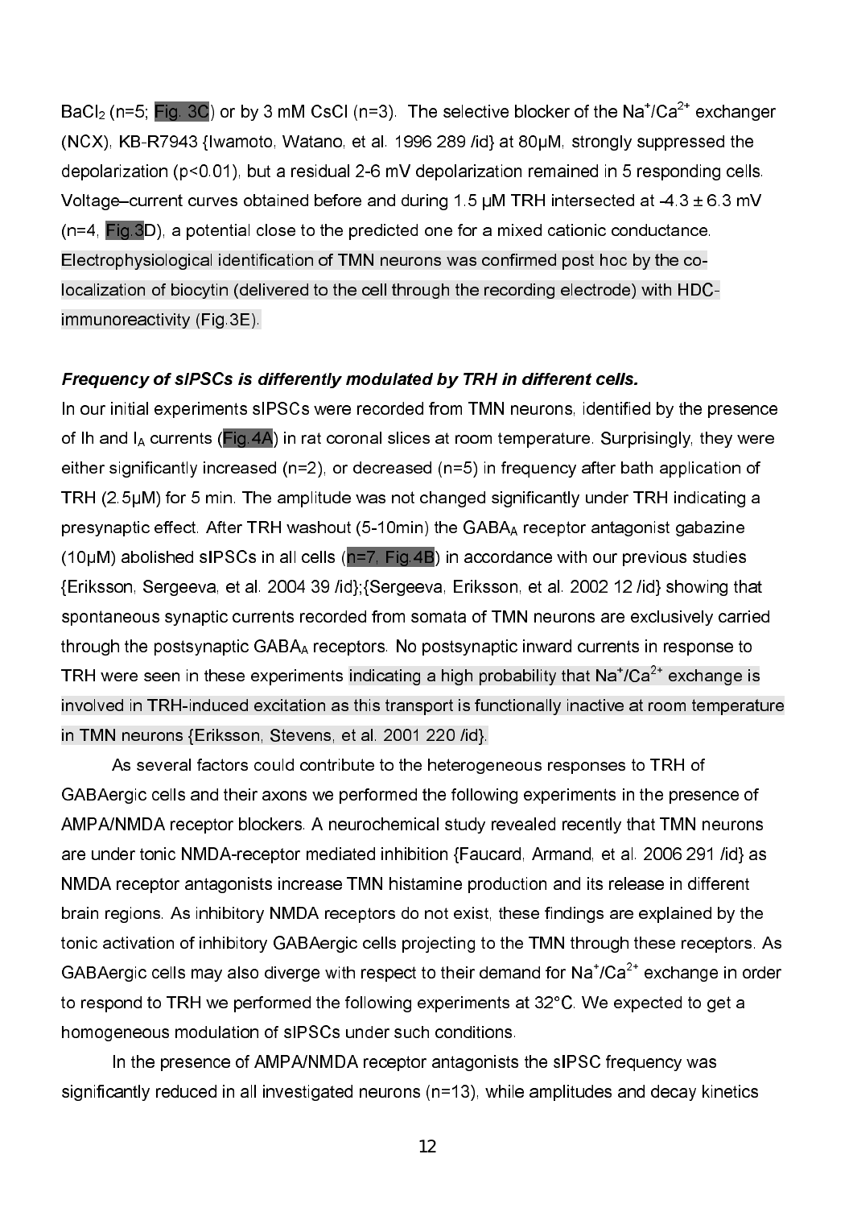$BaCl_2$ (n=5; Fig. 3C) or by 3 mM CsCl (n=3). The selective blocker of the $Na^+/Ca^{2+}$ exchanger (NCX), KB-R7943 {Iwamoto, Watano, et al. 1996 289 /id} at 80µM, strongly suppressed the depolarization (p<0.01), but a residual 2-6 mV depolarization remained in 5 responding cells. Voltage–current curves obtained before and during 1.5 µM TRH intersected at -4.3 ± 6.3 mV (n=4, Fig.3D), a potential close to the predicted one for a mixed cationic conductance. Electrophysiological identification of TMN neurons was confirmed post hoc by the co-localization of biocytin (delivered to the cell through the recording electrode) with HDC-immunoreactivity (Fig.3E).

***Frequency of sIPSCs is differently modulated by TRH in different cells.***

In our initial experiments sIPSCs were recorded from TMN neurons, identified by the presence of Ih and $I_A$ currents (Fig.4A) in rat coronal slices at room temperature. Surprisingly, they were either significantly increased (n=2), or decreased (n=5) in frequency after bath application of TRH (2.5µM) for 5 min. The amplitude was not changed significantly under TRH indicating a presynaptic effect. After TRH washout (5-10min) the $GABA_A$ receptor antagonist gabazine (10µM) abolished sIPSCs in all cells (n=7, Fig.4B) in accordance with our previous studies {Eriksson, Sergeeva, et al. 2004 39 /id};{Sergeeva, Eriksson, et al. 2002 12 /id} showing that spontaneous synaptic currents recorded from somata of TMN neurons are exclusively carried through the postsynaptic $GABA_A$ receptors. No postsynaptic inward currents in response to TRH were seen in these experiments indicating a high probability that $Na^+/Ca^{2+}$ exchange is involved in TRH-induced excitation as this transport is functionally inactive at room temperature in TMN neurons {Eriksson, Stevens, et al. 2001 220 /id}.

As several factors could contribute to the heterogeneous responses to TRH of GABAergic cells and their axons we performed the following experiments in the presence of AMPA/NMDA receptor blockers. A neurochemical study revealed recently that TMN neurons are under tonic NMDA-receptor mediated inhibition {Faucard, Armand, et al. 2006 291 /id} as NMDA receptor antagonists increase TMN histamine production and its release in different brain regions. As inhibitory NMDA receptors do not exist, these findings are explained by the tonic activation of inhibitory GABAergic cells projecting to the TMN through these receptors. As GABAergic cells may also diverge with respect to their demand for $Na^+/Ca^{2+}$ exchange in order to respond to TRH we performed the following experiments at 32°C. We expected to get a homogeneous modulation of sIPSCs under such conditions.

In the presence of AMPA/NMDA receptor antagonists the sIPSC frequency was significantly reduced in all investigated neurons (n=13), while amplitudes and decay kinetics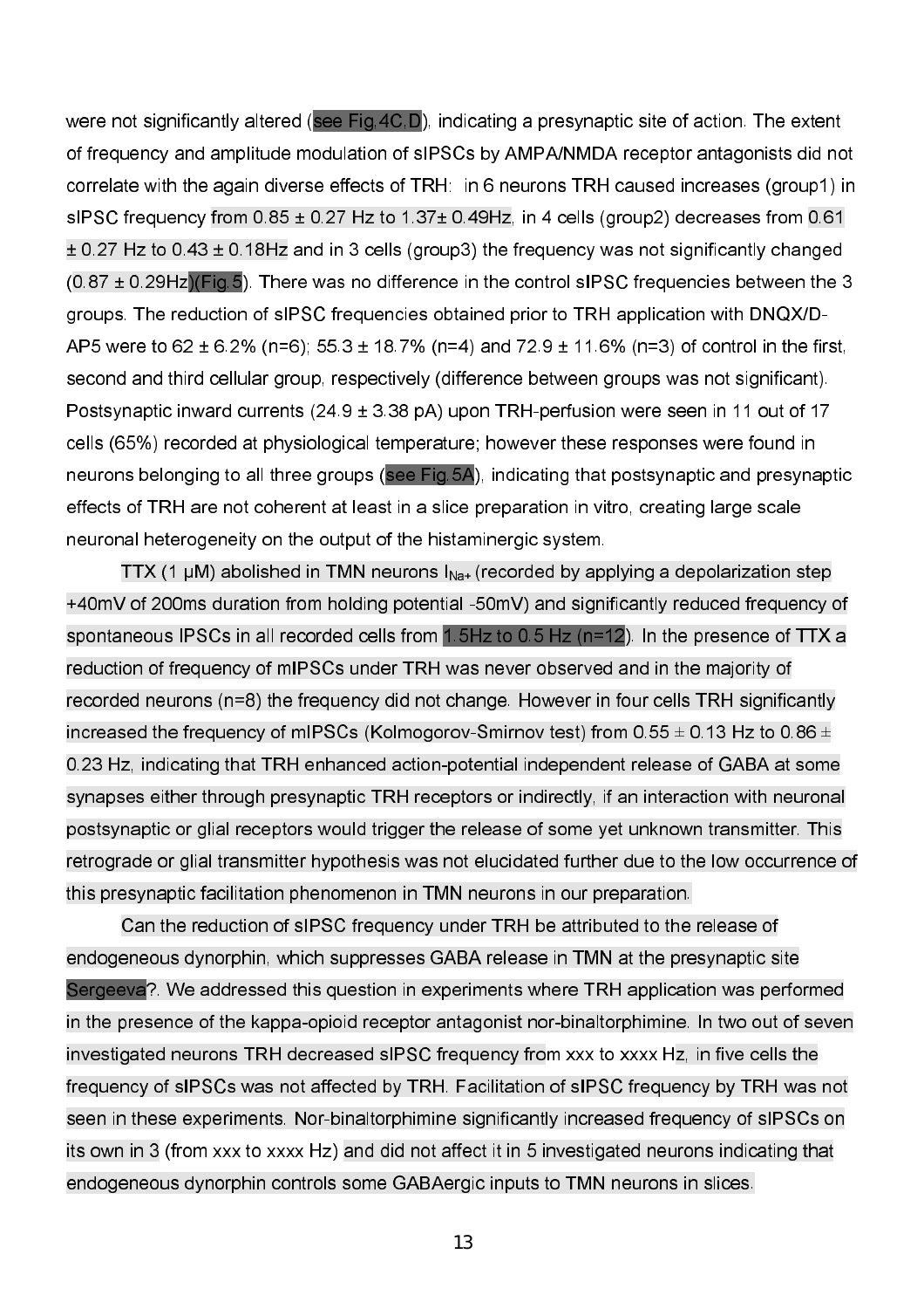were not significantly altered (see Fig.4C,D), indicating a presynaptic site of action. The extent of frequency and amplitude modulation of sIPSCs by AMPA/NMDA receptor antagonists did not correlate with the again diverse effects of TRH: in 6 neurons TRH caused increases (group1) in sIPSC frequency from 0.85 ± 0.27 Hz to 1.37± 0.49Hz, in 4 cells (group2) decreases from 0.61 ± 0.27 Hz to 0.43 ± 0.18Hz and in 3 cells (group3) the frequency was not significantly changed (0.87 ± 0.29Hz)(Fig.5). There was no difference in the control sIPSC frequencies between the 3 groups. The reduction of sIPSC frequencies obtained prior to TRH application with DNQX/D-AP5 were to 62 ± 6.2% (n=6); 55.3 ± 18.7% (n=4) and 72.9 ± 11.6% (n=3) of control in the first, second and third cellular group, respectively (difference between groups was not significant). Postsynaptic inward currents (24.9 ± 3.38 pA) upon TRH-perfusion were seen in 11 out of 17 cells (65%) recorded at physiological temperature; however these responses were found in neurons belonging to all three groups (see Fig.5A), indicating that postsynaptic and presynaptic effects of TRH are not coherent at least in a slice preparation in vitro, creating large scale neuronal heterogeneity on the output of the histaminergic system.

TTX (1 µM) abolished in TMN neurons $I_{Na+}$ (recorded by applying a depolarization step +40mV of 200ms duration from holding potential -50mV) and significantly reduced frequency of spontaneous IPSCs in all recorded cells from 1.5Hz to 0.5 Hz (n=12). In the presence of TTX a reduction of frequency of mIPSCs under TRH was never observed and in the majority of recorded neurons (n=8) the frequency did not change. However in four cells TRH significantly increased the frequency of mIPSCs (Kolmogorov-Smirnov test) from 0.55 ± 0.13 Hz to 0.86 ± 0.23 Hz, indicating that TRH enhanced action-potential independent release of GABA at some synapses either through presynaptic TRH receptors or indirectly, if an interaction with neuronal postsynaptic or glial receptors would trigger the release of some yet unknown transmitter. This retrograde or glial transmitter hypothesis was not elucidated further due to the low occurrence of this presynaptic facilitation phenomenon in TMN neurons in our preparation.

Can the reduction of sIPSC frequency under TRH be attributed to the release of endogeneous dynorphin, which suppresses GABA release in TMN at the presynaptic site Sergeeva?. We addressed this question in experiments where TRH application was performed in the presence of the kappa-opioid receptor antagonist nor-binaltorphimine. In two out of seven investigated neurons TRH decreased sIPSC frequency from xxx to xxxx Hz, in five cells the frequency of sIPSCs was not affected by TRH. Facilitation of sIPSC frequency by TRH was not seen in these experiments. Nor-binaltorphimine significantly increased frequency of sIPSCs on its own in 3 (from xxx to xxxx Hz) and did not affect it in 5 investigated neurons indicating that endogeneous dynorphin controls some GABAergic inputs to TMN neurons in slices.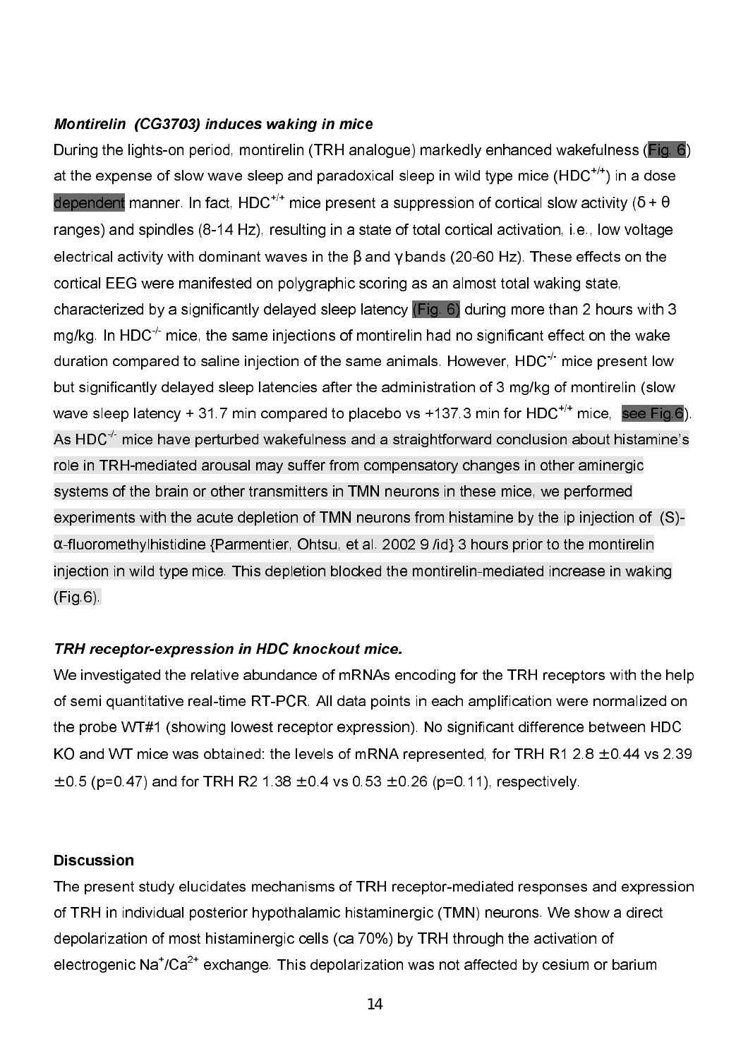### *Montirelin (CG3703) induces waking in mice*

During the lights-on period, montirelin (TRH analogue) markedly enhanced wakefulness (Fig. 6) at the expense of slow wave sleep and paradoxical sleep in wild type mice ($HDC^{+/+}$) in a dose dependent manner. In fact, $HDC^{+/+}$ mice present a suppression of cortical slow activity ($\delta + \theta$ ranges) and spindles (8-14 Hz), resulting in a state of total cortical activation, i.e., low voltage electrical activity with dominant waves in the $\beta$ and $\gamma$ bands (20-60 Hz). These effects on the cortical EEG were manifested on polygraphic scoring as an almost total waking state, characterized by a significantly delayed sleep latency (Fig. 6) during more than 2 hours with 3 mg/kg. In $HDC^{-/-}$ mice, the same injections of montirelin had no significant effect on the wake duration compared to saline injection of the same animals. However, $HDC^{-/-}$ mice present low but significantly delayed sleep latencies after the administration of 3 mg/kg of montirelin (slow wave sleep latency + 31.7 min compared to placebo vs +137.3 min for $HDC^{+/+}$ mice, see Fig.6). As $HDC^{-/-}$ mice have perturbed wakefulness and a straightforward conclusion about histamine's role in TRH-mediated arousal may suffer from compensatory changes in other aminergic systems of the brain or other transmitters in TMN neurons in these mice, we performed experiments with the acute depletion of TMN neurons from histamine by the ip injection of (S)-$\alpha$-fluoromethylhistidine {Parmentier, Ohtsu, et al. 2002 9 /id} 3 hours prior to the montirelin injection in wild type mice. This depletion blocked the montirelin-mediated increase in waking (Fig.6).

### *TRH receptor-expression in HDC knockout mice.*

We investigated the relative abundance of mRNAs encoding for the TRH receptors with the help of semi quantitative real-time RT-PCR. All data points in each amplification were normalized on the probe WT#1 (showing lowest receptor expression). No significant difference between HDC KO and WT mice was obtained: the levels of mRNA represented, for TRH R1 2.8 $\pm$0.44 vs 2.39 $\pm$0.5 ($p$=0.47) and for TRH R2 1.38 $\pm$0.4 vs 0.53 $\pm$0.26 ($p$=0.11), respectively.

### Discussion

The present study elucidates mechanisms of TRH receptor-mediated responses and expression of TRH in individual posterior hypothalamic histaminergic (TMN) neurons. We show a direct depolarization of most histaminergic cells (ca 70%) by TRH through the activation of electrogenic $Na^{+}/Ca^{2+}$ exchange. This depolarization was not affected by cesium or barium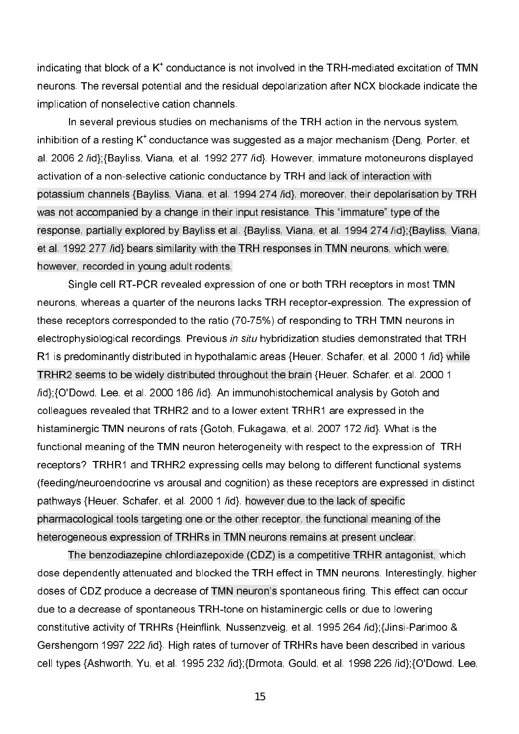indicating that block of a $K^+$ conductance is not involved in the TRH-mediated excitation of TMN neurons. The reversal potential and the residual depolarization after NCX blockade indicate the implication of nonselective cation channels.

In several previous studies on mechanisms of the TRH action in the nervous system, inhibition of a resting $K^+$ conductance was suggested as a major mechanism {Deng, Porter, et al. 2006 2 /id};{Bayliss, Viana, et al. 1992 277 /id}. However, immature motoneurons displayed activation of a non-selective cationic conductance by TRH and lack of interaction with potassium channels {Bayliss, Viana, et al. 1994 274 /id}, moreover, their depolarisation by TRH was not accompanied by a change in their input resistance. This "immature" type of the response, partially explored by Bayliss et al. {Bayliss, Viana, et al. 1994 274 /id};{Bayliss, Viana, et al. 1992 277 /id} bears similarity with the TRH responses in TMN neurons, which were, however, recorded in young adult rodents.

Single cell RT-PCR revealed expression of one or both TRH receptors in most TMN neurons, whereas a quarter of the neurons lacks TRH receptor-expression. The expression of these receptors corresponded to the ratio (70-75%) of responding to TRH TMN neurons in electrophysiological recordings. Previous *in situ* hybridization studies demonstrated that TRH R1 is predominantly distributed in hypothalamic areas {Heuer, Schafer, et al. 2000 1 /id} while TRHR2 seems to be widely distributed throughout the brain {Heuer, Schafer, et al. 2000 1 /id};{O'Dowd, Lee, et al. 2000 186 /id}. An immunohistochemical analysis by Gotoh and colleagues revealed that TRHR2 and to a lower extent TRHR1 are expressed in the histaminergic TMN neurons of rats {Gotoh, Fukagawa, et al. 2007 172 /id}. What is the functional meaning of the TMN neuron heterogeneity with respect to the expression of TRH receptors? TRHR1 and TRHR2 expressing cells may belong to different functional systems (feeding/neuroendocrine vs arousal and cognition) as these receptors are expressed in distinct pathways {Heuer, Schafer, et al. 2000 1 /id}, however due to the lack of specific pharmacological tools targeting one or the other receptor, the functional meaning of the heterogeneous expression of TRHRs in TMN neurons remains at present unclear.

The benzodiazepine chlordiazepoxide (CDZ) is a competitive TRHR antagonist, which dose dependently attenuated and blocked the TRH effect in TMN neurons. Interestingly, higher doses of CDZ produce a decrease of TMN neuron's spontaneous firing. This effect can occur due to a decrease of spontaneous TRH-tone on histaminergic cells or due to lowering constitutive activity of TRHRs {Heinflink, Nussenzveig, et al. 1995 264 /id};{Jinsi-Parimoo & Gershengorn 1997 222 /id}. High rates of turnover of TRHRs have been described in various cell types {Ashworth, Yu, et al. 1995 232 /id};{Drmota, Gould, et al. 1998 226 /id};{O'Dowd, Lee,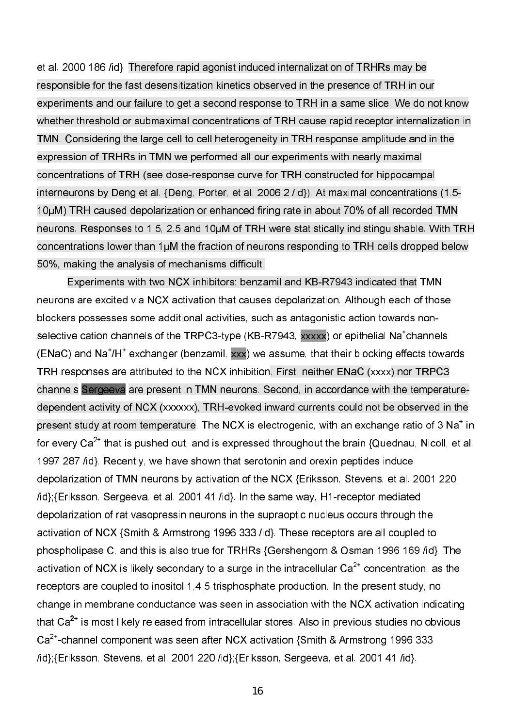et al. 2000 186 /id}. Therefore rapid agonist induced internalization of TRHRs may be responsible for the fast desensitization kinetics observed in the presence of TRH in our experiments and our failure to get a second response to TRH in a same slice. We do not know whether threshold or submaximal concentrations of TRH cause rapid receptor internalization in TMN. Considering the large cell to cell heterogeneity in TRH response amplitude and in the expression of TRHRs in TMN we performed all our experiments with nearly maximal concentrations of TRH (see dose-response curve for TRH constructed for hippocampal interneurons by Deng et al. {Deng, Porter, et al. 2006 2 /id}). At maximal concentrations (1.5-10µM) TRH caused depolarization or enhanced firing rate in about 70% of all recorded TMN neurons. Responses to 1.5, 2.5 and 10µM of TRH were statistically indistinguishable. With TRH concentrations lower than 1µM the fraction of neurons responding to TRH cells dropped below 50%, making the analysis of mechanisms difficult.

Experiments with two NCX inhibitors: benzamil and KB-R7943 indicated that TMN neurons are excited via NCX activation that causes depolarization. Although each of those blockers possesses some additional activities, such as antagonistic action towards non-selective cation channels of the TRPC3-type (KB-R7943, xxxxx) or epithelial $Na^+$channels (ENaC) and $Na^+/H^+$ exchanger (benzamil, xxx) we assume, that their blocking effects towards TRH responses are attributed to the NCX inhibition. First, neither ENaC (xxxx) nor TRPC3 channels Sergeeva are present in TMN neurons. Second, in accordance with the temperature-dependent activity of NCX (xxxxxx), TRH-evoked inward currents could not be observed in the present study at room temperature. The NCX is electrogenic, with an exchange ratio of 3 $Na^+$ in for every $Ca^{2+}$ that is pushed out, and is expressed throughout the brain {Quednau, Nicoll, et al. 1997 287 /id}. Recently, we have shown that serotonin and orexin peptides induce depolarization of TMN neurons by activation of the NCX {Eriksson, Stevens, et al. 2001 220 /id};{Eriksson, Sergeeva, et al. 2001 41 /id}. In the same way, H1-receptor mediated depolarization of rat vasopressin neurons in the supraoptic nucleus occurs through the activation of NCX {Smith & Armstrong 1996 333 /id}. These receptors are all coupled to phospholipase C, and this is also true for TRHRs {Gershengorn & Osman 1996 169 /id}. The activation of NCX is likely secondary to a surge in the intracellular $Ca^{2+}$ concentration, as the receptors are coupled to inositol 1,4,5-trisphosphate production. In the present study, no change in membrane conductance was seen in association with the NCX activation indicating that $Ca^{2+}$ is most likely released from intracellular stores. Also in previous studies no obvious $Ca^{2+}$-channel component was seen after NCX activation {Smith & Armstrong 1996 333 /id};{Eriksson, Stevens, et al. 2001 220 /id};{Eriksson, Sergeeva, et al. 2001 41 /id}.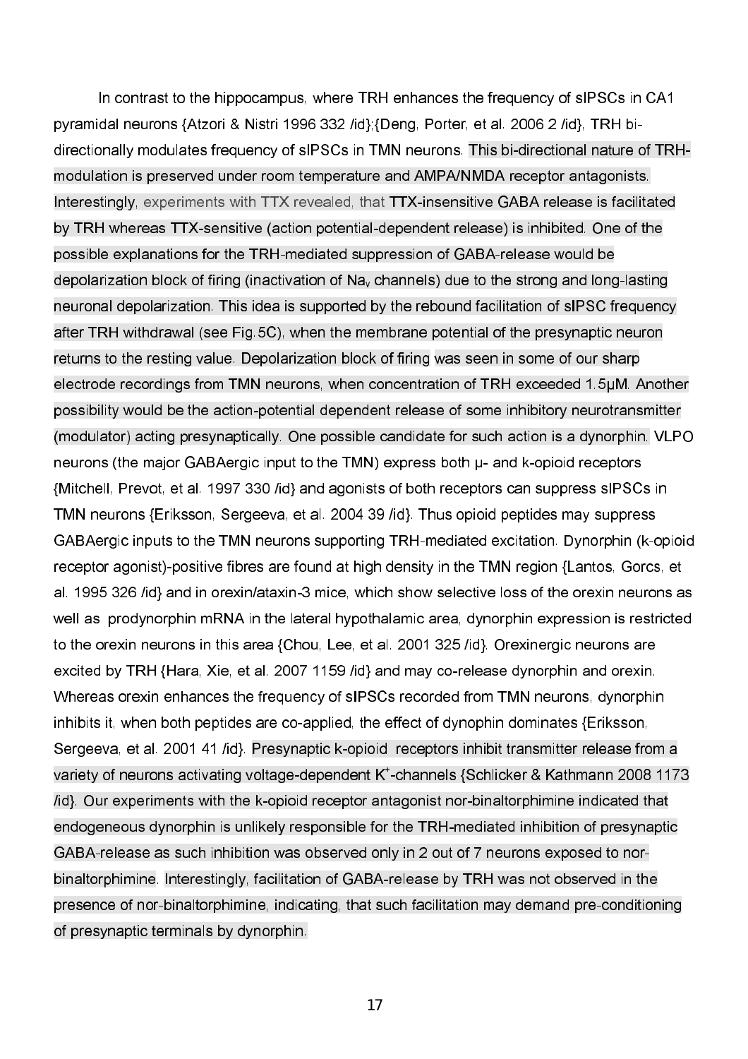In contrast to the hippocampus, where TRH enhances the frequency of sIPSCs in CA1 pyramidal neurons {Atzori & Nistri 1996 332 /id};{Deng, Porter, et al. 2006 2 /id}, TRH bi-directionally modulates frequency of sIPSCs in TMN neurons. This bi-directional nature of TRH-modulation is preserved under room temperature and AMPA/NMDA receptor antagonists. Interestingly, experiments with TTX revealed, that TTX-insensitive GABA release is facilitated by TRH whereas TTX-sensitive (action potential-dependent release) is inhibited. One of the possible explanations for the TRH-mediated suppression of GABA-release would be depolarization block of firing (inactivation of $Na_v$ channels) due to the strong and long-lasting neuronal depolarization. This idea is supported by the rebound facilitation of sIPSC frequency after TRH withdrawal (see Fig.5C), when the membrane potential of the presynaptic neuron returns to the resting value. Depolarization block of firing was seen in some of our sharp electrode recordings from TMN neurons, when concentration of TRH exceeded 1.5µM. Another possibility would be the action-potential dependent release of some inhibitory neurotransmitter (modulator) acting presynaptically. One possible candidate for such action is a dynorphin. VLPO neurons (the major GABAergic input to the TMN) express both µ- and k-opioid receptors {Mitchell, Prevot, et al. 1997 330 /id} and agonists of both receptors can suppress sIPSCs in TMN neurons {Eriksson, Sergeeva, et al. 2004 39 /id}. Thus opioid peptides may suppress GABAergic inputs to the TMN neurons supporting TRH-mediated excitation. Dynorphin (k-opioid receptor agonist)-positive fibres are found at high density in the TMN region {Lantos, Gorcs, et al. 1995 326 /id} and in orexin/ataxin-3 mice, which show selective loss of the orexin neurons as well as prodynorphin mRNA in the lateral hypothalamic area, dynorphin expression is restricted to the orexin neurons in this area {Chou, Lee, et al. 2001 325 /id}. Orexinergic neurons are excited by TRH {Hara, Xie, et al. 2007 1159 /id} and may co-release dynorphin and orexin. Whereas orexin enhances the frequency of sIPSCs recorded from TMN neurons, dynorphin inhibits it, when both peptides are co-applied, the effect of dynophin dominates {Eriksson, Sergeeva, et al. 2001 41 /id}. Presynaptic k-opioid receptors inhibit transmitter release from a variety of neurons activating voltage-dependent $K^+$-channels {Schlicker & Kathmann 2008 1173 /id}. Our experiments with the k-opioid receptor antagonist nor-binaltorphimine indicated that endogeneous dynorphin is unlikely responsible for the TRH-mediated inhibition of presynaptic GABA-release as such inhibition was observed only in 2 out of 7 neurons exposed to nor-binaltorphimine. Interestingly, facilitation of GABA-release by TRH was not observed in the presence of nor-binaltorphimine, indicating, that such facilitation may demand pre-conditioning of presynaptic terminals by dynorphin.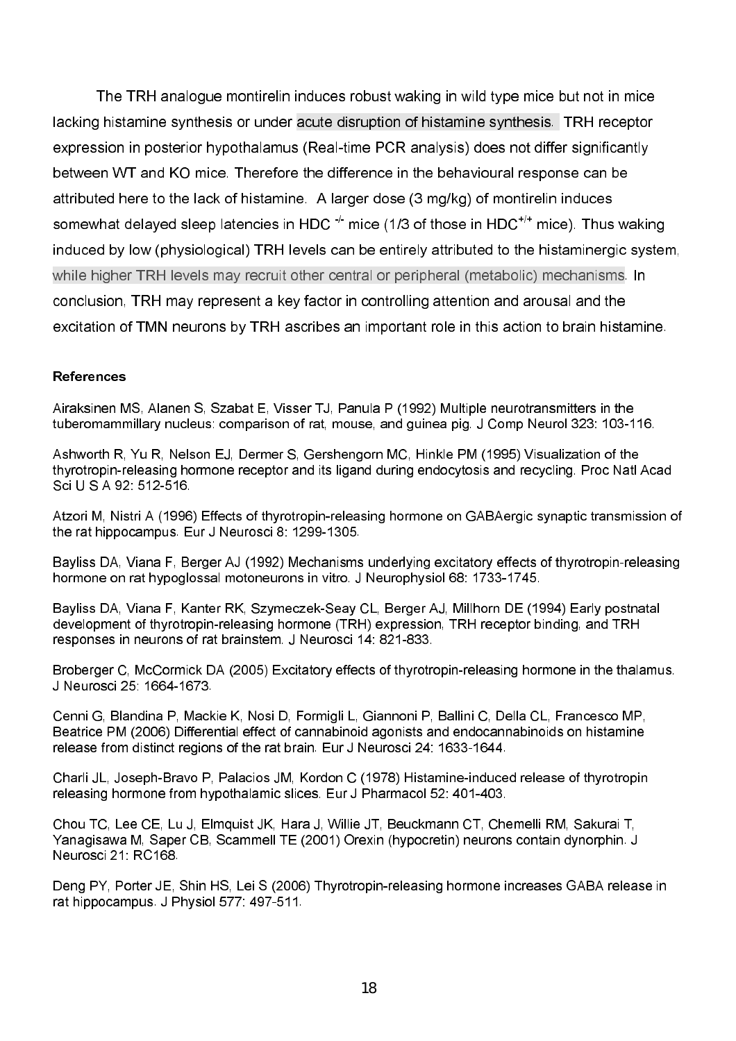The TRH analogue montirelin induces robust waking in wild type mice but not in mice lacking histamine synthesis or under acute disruption of histamine synthesis. TRH receptor expression in posterior hypothalamus (Real-time PCR analysis) does not differ significantly between WT and KO mice. Therefore the difference in the behavioural response can be attributed here to the lack of histamine. A larger dose (3 mg/kg) of montirelin induces somewhat delayed sleep latencies in HDC $^{-/-}$ mice (1/3 of those in HDC$^{+/+}$ mice). Thus waking induced by low (physiological) TRH levels can be entirely attributed to the histaminergic system, while higher TRH levels may recruit other central or peripheral (metabolic) mechanisms. In conclusion, TRH may represent a key factor in controlling attention and arousal and the excitation of TMN neurons by TRH ascribes an important role in this action to brain histamine.

### References

Airaksinen MS, Alanen S, Szabat E, Visser TJ, Panula P (1992) Multiple neurotransmitters in the tuberomammillary nucleus: comparison of rat, mouse, and guinea pig. J Comp Neurol 323: 103-116.

Ashworth R, Yu R, Nelson EJ, Dermer S, Gershengorn MC, Hinkle PM (1995) Visualization of the thyrotropin-releasing hormone receptor and its ligand during endocytosis and recycling. Proc Natl Acad Sci U S A 92: 512-516.

Atzori M, Nistri A (1996) Effects of thyrotropin-releasing hormone on GABAergic synaptic transmission of the rat hippocampus. Eur J Neurosci 8: 1299-1305.

Bayliss DA, Viana F, Berger AJ (1992) Mechanisms underlying excitatory effects of thyrotropin-releasing hormone on rat hypoglossal motoneurons in vitro. J Neurophysiol 68: 1733-1745.

Bayliss DA, Viana F, Kanter RK, Szymeczek-Seay CL, Berger AJ, Millhorn DE (1994) Early postnatal development of thyrotropin-releasing hormone (TRH) expression, TRH receptor binding, and TRH responses in neurons of rat brainstem. J Neurosci 14: 821-833.

Broberger C, McCormick DA (2005) Excitatory effects of thyrotropin-releasing hormone in the thalamus. J Neurosci 25: 1664-1673.

Cenni G, Blandina P, Mackie K, Nosi D, Formigli L, Giannoni P, Ballini C, Della CL, Francesco MP, Beatrice PM (2006) Differential effect of cannabinoid agonists and endocannabinoids on histamine release from distinct regions of the rat brain. Eur J Neurosci 24: 1633-1644.

Charli JL, Joseph-Bravo P, Palacios JM, Kordon C (1978) Histamine-induced release of thyrotropin releasing hormone from hypothalamic slices. Eur J Pharmacol 52: 401-403.

Chou TC, Lee CE, Lu J, Elmquist JK, Hara J, Willie JT, Beuckmann CT, Chemelli RM, Sakurai T, Yanagisawa M, Saper CB, Scammell TE (2001) Orexin (hypocretin) neurons contain dynorphin. J Neurosci 21: RC168.

Deng PY, Porter JE, Shin HS, Lei S (2006) Thyrotropin-releasing hormone increases GABA release in rat hippocampus. J Physiol 577: 497-511.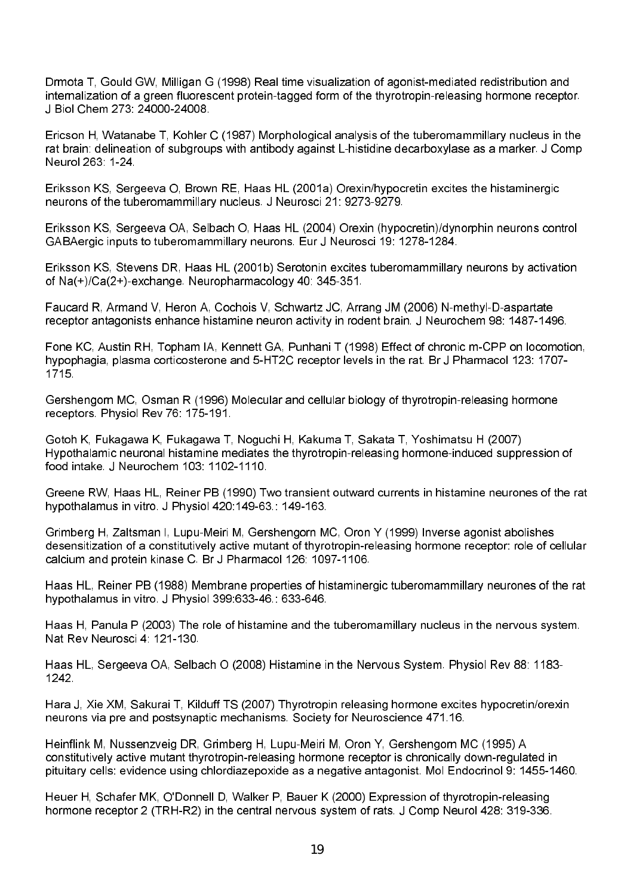Drmota T, Gould GW, Milligan G (1998) Real time visualization of agonist-mediated redistribution and internalization of a green fluorescent protein-tagged form of the thyrotropin-releasing hormone receptor. J Biol Chem 273: 24000-24008.

Ericson H, Watanabe T, Kohler C (1987) Morphological analysis of the tuberomammillary nucleus in the rat brain: delineation of subgroups with antibody against L-histidine decarboxylase as a marker. J Comp Neurol 263: 1-24.

Eriksson KS, Sergeeva O, Brown RE, Haas HL (2001a) Orexin/hypocretin excites the histaminergic neurons of the tuberomammillary nucleus. J Neurosci 21: 9273-9279.

Eriksson KS, Sergeeva OA, Selbach O, Haas HL (2004) Orexin (hypocretin)/dynorphin neurons control GABAergic inputs to tuberomammillary neurons. Eur J Neurosci 19: 1278-1284.

Eriksson KS, Stevens DR, Haas HL (2001b) Serotonin excites tuberomammillary neurons by activation of Na(+)/Ca(2+)-exchange. Neuropharmacology 40: 345-351.

Faucard R, Armand V, Heron A, Cochois V, Schwartz JC, Arrang JM (2006) N-methyl-D-aspartate receptor antagonists enhance histamine neuron activity in rodent brain. J Neurochem 98: 1487-1496.

Fone KC, Austin RH, Topham IA, Kennett GA, Punhani T (1998) Effect of chronic m-CPP on locomotion, hypophagia, plasma corticosterone and 5-HT2C receptor levels in the rat. Br J Pharmacol 123: 1707-1715.

Gershengorn MC, Osman R (1996) Molecular and cellular biology of thyrotropin-releasing hormone receptors. Physiol Rev 76: 175-191.

Gotoh K, Fukagawa K, Fukagawa T, Noguchi H, Kakuma T, Sakata T, Yoshimatsu H (2007) Hypothalamic neuronal histamine mediates the thyrotropin-releasing hormone-induced suppression of food intake. J Neurochem 103: 1102-1110.

Greene RW, Haas HL, Reiner PB (1990) Two transient outward currents in histamine neurones of the rat hypothalamus in vitro. J Physiol 420:149-63.: 149-163.

Grimberg H, Zaltsman I, Lupu-Meiri M, Gershengorn MC, Oron Y (1999) Inverse agonist abolishes desensitization of a constitutively active mutant of thyrotropin-releasing hormone receptor: role of cellular calcium and protein kinase C. Br J Pharmacol 126: 1097-1106.

Haas HL, Reiner PB (1988) Membrane properties of histaminergic tuberomammillary neurones of the rat hypothalamus in vitro. J Physiol 399:633-46.: 633-646.

Haas H, Panula P (2003) The role of histamine and the tuberomamillary nucleus in the nervous system. Nat Rev Neurosci 4: 121-130.

Haas HL, Sergeeva OA, Selbach O (2008) Histamine in the Nervous System. Physiol Rev 88: 1183-1242.

Hara J, Xie XM, Sakurai T, Kilduff TS (2007) Thyrotropin releasing hormone excites hypocretin/orexin neurons via pre and postsynaptic mechanisms. Society for Neuroscience 471.16.

Heinflink M, Nussenzveig DR, Grimberg H, Lupu-Meiri M, Oron Y, Gershengorn MC (1995) A constitutively active mutant thyrotropin-releasing hormone receptor is chronically down-regulated in pituitary cells: evidence using chlordiazepoxide as a negative antagonist. Mol Endocrinol 9: 1455-1460.

Heuer H, Schafer MK, O'Donnell D, Walker P, Bauer K (2000) Expression of thyrotropin-releasing hormone receptor 2 (TRH-R2) in the central nervous system of rats. J Comp Neurol 428: 319-336.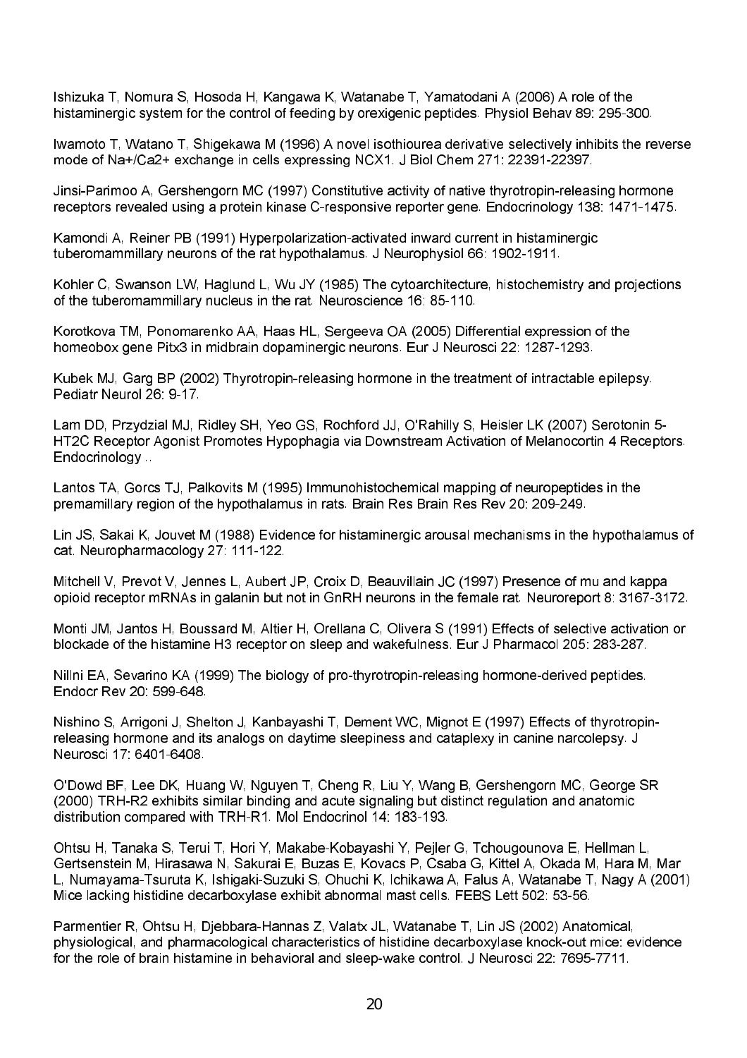Ishizuka T, Nomura S, Hosoda H, Kangawa K, Watanabe T, Yamatodani A (2006) A role of the histaminergic system for the control of feeding by orexigenic peptides. Physiol Behav 89: 295-300.

Iwamoto T, Watano T, Shigekawa M (1996) A novel isothiourea derivative selectively inhibits the reverse mode of Na+/Ca2+ exchange in cells expressing NCX1. J Biol Chem 271: 22391-22397.

Jinsi-Parimoo A, Gershengorn MC (1997) Constitutive activity of native thyrotropin-releasing hormone receptors revealed using a protein kinase C-responsive reporter gene. Endocrinology 138: 1471-1475.

Kamondi A, Reiner PB (1991) Hyperpolarization-activated inward current in histaminergic tuberomammillary neurons of the rat hypothalamus. J Neurophysiol 66: 1902-1911.

Kohler C, Swanson LW, Haglund L, Wu JY (1985) The cytoarchitecture, histochemistry and projections of the tuberomammillary nucleus in the rat. Neuroscience 16: 85-110.

Korotkova TM, Ponomarenko AA, Haas HL, Sergeeva OA (2005) Differential expression of the homeobox gene Pitx3 in midbrain dopaminergic neurons. Eur J Neurosci 22: 1287-1293.

Kubek MJ, Garg BP (2002) Thyrotropin-releasing hormone in the treatment of intractable epilepsy. Pediatr Neurol 26: 9-17.

Lam DD, Przydzial MJ, Ridley SH, Yeo GS, Rochford JJ, O'Rahilly S, Heisler LK (2007) Serotonin 5-HT2C Receptor Agonist Promotes Hypophagia via Downstream Activation of Melanocortin 4 Receptors. Endocrinology ..

Lantos TA, Gorcs TJ, Palkovits M (1995) Immunohistochemical mapping of neuropeptides in the premamillary region of the hypothalamus in rats. Brain Res Brain Res Rev 20: 209-249.

Lin JS, Sakai K, Jouvet M (1988) Evidence for histaminergic arousal mechanisms in the hypothalamus of cat. Neuropharmacology 27: 111-122.

Mitchell V, Prevot V, Jennes L, Aubert JP, Croix D, Beauvillain JC (1997) Presence of mu and kappa opioid receptor mRNAs in galanin but not in GnRH neurons in the female rat. Neuroreport 8: 3167-3172.

Monti JM, Jantos H, Boussard M, Altier H, Orellana C, Olivera S (1991) Effects of selective activation or blockade of the histamine H3 receptor on sleep and wakefulness. Eur J Pharmacol 205: 283-287.

Nillni EA, Sevarino KA (1999) The biology of pro-thyrotropin-releasing hormone-derived peptides. Endocr Rev 20: 599-648.

Nishino S, Arrigoni J, Shelton J, Kanbayashi T, Dement WC, Mignot E (1997) Effects of thyrotropin-releasing hormone and its analogs on daytime sleepiness and cataplexy in canine narcolepsy. J Neurosci 17: 6401-6408.

O'Dowd BF, Lee DK, Huang W, Nguyen T, Cheng R, Liu Y, Wang B, Gershengorn MC, George SR (2000) TRH-R2 exhibits similar binding and acute signaling but distinct regulation and anatomic distribution compared with TRH-R1. Mol Endocrinol 14: 183-193.

Ohtsu H, Tanaka S, Terui T, Hori Y, Makabe-Kobayashi Y, Pejler G, Tchougounova E, Hellman L, Gertsenstein M, Hirasawa N, Sakurai E, Buzas E, Kovacs P, Csaba G, Kittel A, Okada M, Hara M, Mar L, Numayama-Tsuruta K, Ishigaki-Suzuki S, Ohuchi K, Ichikawa A, Falus A, Watanabe T, Nagy A (2001) Mice lacking histidine decarboxylase exhibit abnormal mast cells. FEBS Lett 502: 53-56.

Parmentier R, Ohtsu H, Djebbara-Hannas Z, Valatx JL, Watanabe T, Lin JS (2002) Anatomical, physiological, and pharmacological characteristics of histidine decarboxylase knock-out mice: evidence for the role of brain histamine in behavioral and sleep-wake control. J Neurosci 22: 7695-7711.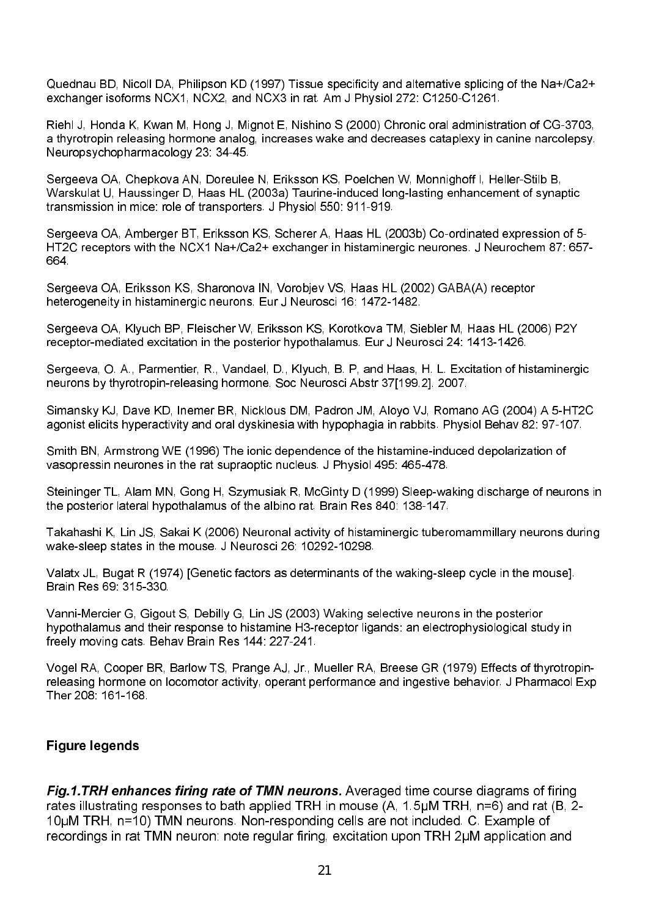Quednau BD, Nicoll DA, Philipson KD (1997) Tissue specificity and alternative splicing of the Na+/Ca2+ exchanger isoforms NCX1, NCX2, and NCX3 in rat. Am J Physiol 272: C1250-C1261.

Riehl J, Honda K, Kwan M, Hong J, Mignot E, Nishino S (2000) Chronic oral administration of CG-3703, a thyrotropin releasing hormone analog, increases wake and decreases cataplexy in canine narcolepsy. Neuropsychopharmacology 23: 34-45.

Sergeeva OA, Chepkova AN, Doreulee N, Eriksson KS, Poelchen W, Monnighoff I, Heller-Stilb B, Warskulat U, Haussinger D, Haas HL (2003a) Taurine-induced long-lasting enhancement of synaptic transmission in mice: role of transporters. J Physiol 550: 911-919.

Sergeeva OA, Amberger BT, Eriksson KS, Scherer A, Haas HL (2003b) Co-ordinated expression of 5-HT2C receptors with the NCX1 Na+/Ca2+ exchanger in histaminergic neurones. J Neurochem 87: 657-664.

Sergeeva OA, Eriksson KS, Sharonova IN, Vorobjev VS, Haas HL (2002) GABA(A) receptor heterogeneity in histaminergic neurons. Eur J Neurosci 16: 1472-1482.

Sergeeva OA, Klyuch BP, Fleischer W, Eriksson KS, Korotkova TM, Siebler M, Haas HL (2006) P2Y receptor-mediated excitation in the posterior hypothalamus. Eur J Neurosci 24: 1413-1426.

Sergeeva, O. A., Parmentier, R., Vandael, D., Klyuch, B. P, and Haas, H. L. Excitation of histaminergic neurons by thyrotropin-releasing hormone. Soc Neurosci Abstr 37[199.2]. 2007.

Simansky KJ, Dave KD, Inemer BR, Nicklous DM, Padron JM, Aloyo VJ, Romano AG (2004) A 5-HT2C agonist elicits hyperactivity and oral dyskinesia with hypophagia in rabbits. Physiol Behav 82: 97-107.

Smith BN, Armstrong WE (1996) The ionic dependence of the histamine-induced depolarization of vasopressin neurones in the rat supraoptic nucleus. J Physiol 495: 465-478.

Steininger TL, Alam MN, Gong H, Szymusiak R, McGinty D (1999) Sleep-waking discharge of neurons in the posterior lateral hypothalamus of the albino rat. Brain Res 840: 138-147.

Takahashi K, Lin JS, Sakai K (2006) Neuronal activity of histaminergic tuberomammillary neurons during wake-sleep states in the mouse. J Neurosci 26: 10292-10298.

Valatx JL, Bugat R (1974) [Genetic factors as determinants of the waking-sleep cycle in the mouse]. Brain Res 69: 315-330.

Vanni-Mercier G, Gigout S, Debilly G, Lin JS (2003) Waking selective neurons in the posterior hypothalamus and their response to histamine H3-receptor ligands: an electrophysiological study in freely moving cats. Behav Brain Res 144: 227-241.

Vogel RA, Cooper BR, Barlow TS, Prange AJ, Jr., Mueller RA, Breese GR (1979) Effects of thyrotropin-releasing hormone on locomotor activity, operant performance and ingestive behavior. J Pharmacol Exp Ther 208: 161-168.

## Figure legends

***Fig.1.TRH enhances firing rate of TMN neurons.*** Averaged time course diagrams of firing rates illustrating responses to bath applied TRH in mouse (A, 1.5µM TRH, n=6) and rat (B, 2-10µM TRH, n=10) TMN neurons. Non-responding cells are not included. C. Example of recordings in rat TMN neuron: note regular firing, excitation upon TRH 2µM application and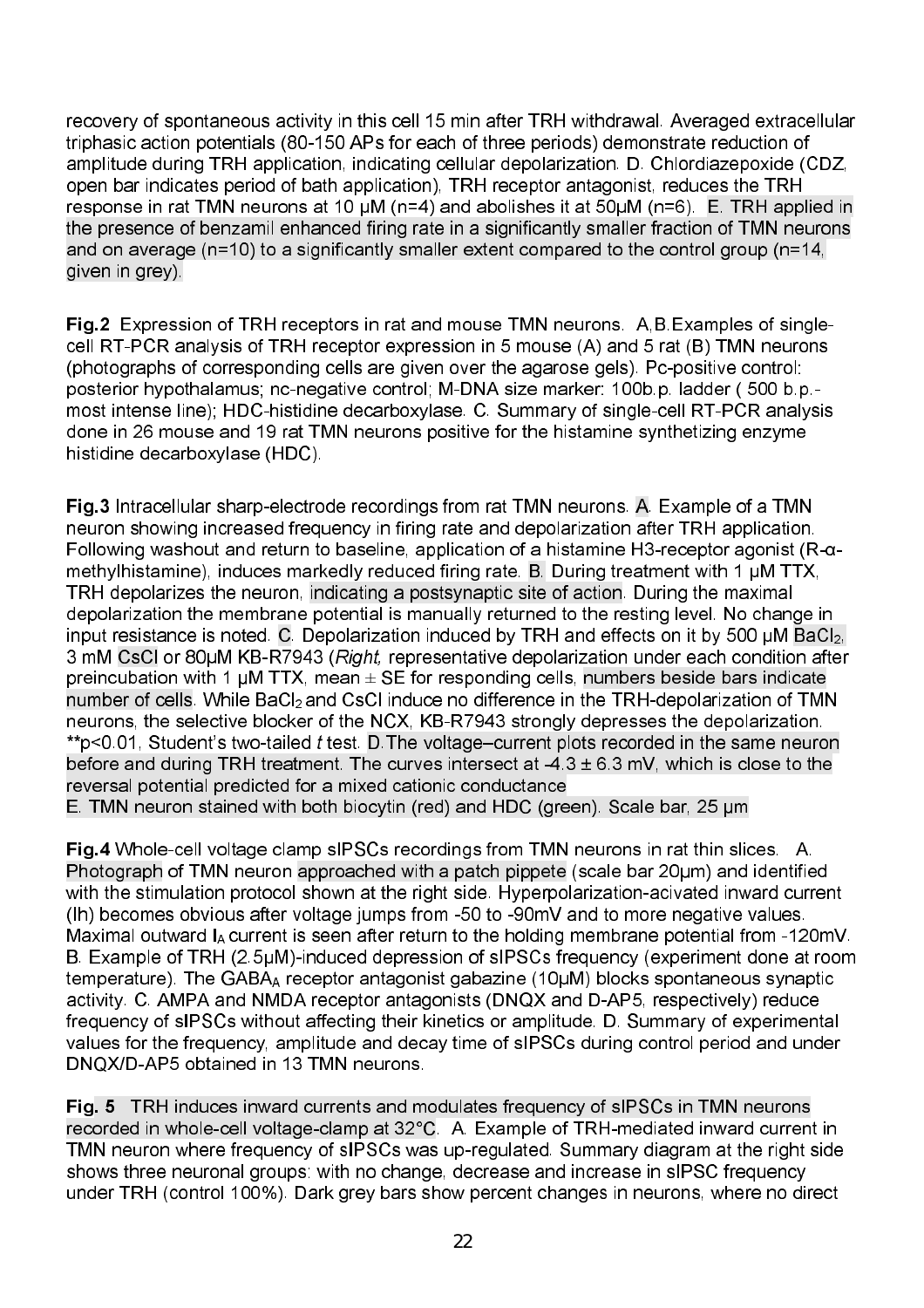recovery of spontaneous activity in this cell 15 min after TRH withdrawal. Averaged extracellular triphasic action potentials (80-150 APs for each of three periods) demonstrate reduction of amplitude during TRH application, indicating cellular depolarization. D. Chlordiazepoxide (CDZ, open bar indicates period of bath application), TRH receptor antagonist, reduces the TRH response in rat TMN neurons at 10 μM (n=4) and abolishes it at 50μM (n=6). E. TRH applied in the presence of benzamil enhanced firing rate in a significantly smaller fraction of TMN neurons and on average (n=10) to a significantly smaller extent compared to the control group (n=14, given in grey).

**Fig.2** Expression of TRH receptors in rat and mouse TMN neurons. A,B.Examples of single-cell RT-PCR analysis of TRH receptor expression in 5 mouse (A) and 5 rat (B) TMN neurons (photographs of corresponding cells are given over the agarose gels). Pc-positive control: posterior hypothalamus; nc-negative control; M-DNA size marker: 100b.p. ladder ( 500 b.p.-most intense line); HDC-histidine decarboxylase. C. Summary of single-cell RT-PCR analysis done in 26 mouse and 19 rat TMN neurons positive for the histamine synthetizing enzyme histidine decarboxylase (HDC).

**Fig.3** Intracellular sharp-electrode recordings from rat TMN neurons. A. Example of a TMN neuron showing increased frequency in firing rate and depolarization after TRH application. Following washout and return to baseline, application of a histamine H3-receptor agonist (R-α-methylhistamine), induces markedly reduced firing rate. B. During treatment with 1 μM TTX, TRH depolarizes the neuron, indicating a postsynaptic site of action. During the maximal depolarization the membrane potential is manually returned to the resting level. No change in input resistance is noted. C. Depolarization induced by TRH and effects on it by 500 μM $BaCl_2$, 3 mM CsCl or 80μM KB-R7943 (*Right,* representative depolarization under each condition after preincubation with 1 μM TTX, mean ± SE for responding cells, numbers beside bars indicate number of cells. While $BaCl_2$ and CsCl induce no difference in the TRH-depolarization of TMN neurons, the selective blocker of the NCX, KB-R7943 strongly depresses the depolarization. **p<0.01, Student's two-tailed *t* test. D.The voltage–current plots recorded in the same neuron before and during TRH treatment. The curves intersect at -4.3 ± 6.3 mV, which is close to the reversal potential predicted for a mixed cationic conductance
E. TMN neuron stained with both biocytin (red) and HDC (green). Scale bar, 25 μm

**Fig.4** Whole-cell voltage clamp sIPSCs recordings from TMN neurons in rat thin slices. A. Photograph of TMN neuron approached with a patch pippete (scale bar 20μm) and identified with the stimulation protocol shown at the right side. Hyperpolarization-acivated inward current (Ih) becomes obvious after voltage jumps from -50 to -90mV and to more negative values. Maximal outward $I_A$ current is seen after return to the holding membrane potential from -120mV. B. Example of TRH (2.5μM)-induced depression of sIPSCs frequency (experiment done at room temperature). The $GABA_A$ receptor antagonist gabazine (10μM) blocks spontaneous synaptic activity. C. AMPA and NMDA receptor antagonists (DNQX and D-AP5, respectively) reduce frequency of sIPSCs without affecting their kinetics or amplitude. D. Summary of experimental values for the frequency, amplitude and decay time of sIPSCs during control period and under DNQX/D-AP5 obtained in 13 TMN neurons.

**Fig. 5** TRH induces inward currents and modulates frequency of sIPSCs in TMN neurons recorded in whole-cell voltage-clamp at 32°C. A. Example of TRH-mediated inward current in TMN neuron where frequency of sIPSCs was up-regulated. Summary diagram at the right side shows three neuronal groups: with no change, decrease and increase in sIPSC frequency under TRH (control 100%). Dark grey bars show percent changes in neurons, where no direct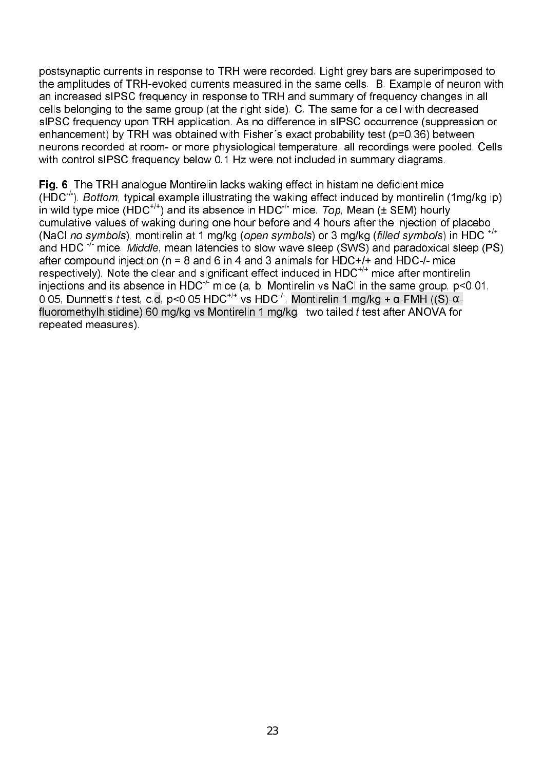postsynaptic currents in response to TRH were recorded. Light grey bars are superimposed to the amplitudes of TRH-evoked currents measured in the same cells. B. Example of neuron with an increased sIPSC frequency in response to TRH and summary of frequency changes in all cells belonging to the same group (at the right side). C. The same for a cell with decreased sIPSC frequency upon TRH application. As no difference in sIPSC occurrence (suppression or enhancement) by TRH was obtained with Fisher´s exact probability test (p=0.36) between neurons recorded at room- or more physiological temperature, all recordings were pooled. Cells with control sIPSC frequency below 0.1 Hz were not included in summary diagrams.

**Fig. 6** The TRH analogue Montirelin lacks waking effect in histamine deficient mice ($HDC^{-/-}$). *Bottom*, typical example illustrating the waking effect induced by montirelin (1mg/kg ip) in wild type mice ($HDC^{+/+}$) and its absence in $HDC^{-/-}$ mice. *Top*, Mean (± SEM) hourly cumulative values of waking during one hour before and 4 hours after the injection of placebo (NaCl *no symbols*), montirelin at 1 mg/kg (*open symbols*) or 3 mg/kg (*filled symbols*) in $HDC^{+/+}$ and $HDC^{-/-}$ mice. *Middle*, mean latencies to slow wave sleep (SWS) and paradoxical sleep (PS) after compound injection (n = 8 and 6 in 4 and 3 animals for HDC+/+ and HDC-/- mice respectively). Note the clear and significant effect induced in $HDC^{+/+}$ mice after montirelin injections and its absence in $HDC^{-/-}$ mice (a, b, Montirelin vs NaCl in the same group, $p<0.01$, 0.05, Dunnett's *t* test, c,d, $p<0.05$ $HDC^{+/+}$ vs $HDC^{-/-}$, Montirelin 1 mg/kg + α-FMH ((S)-α-fluoromethylhistidine) 60 mg/kg vs Montirelin 1 mg/kg, two tailed *t* test after ANOVA for repeated measures).